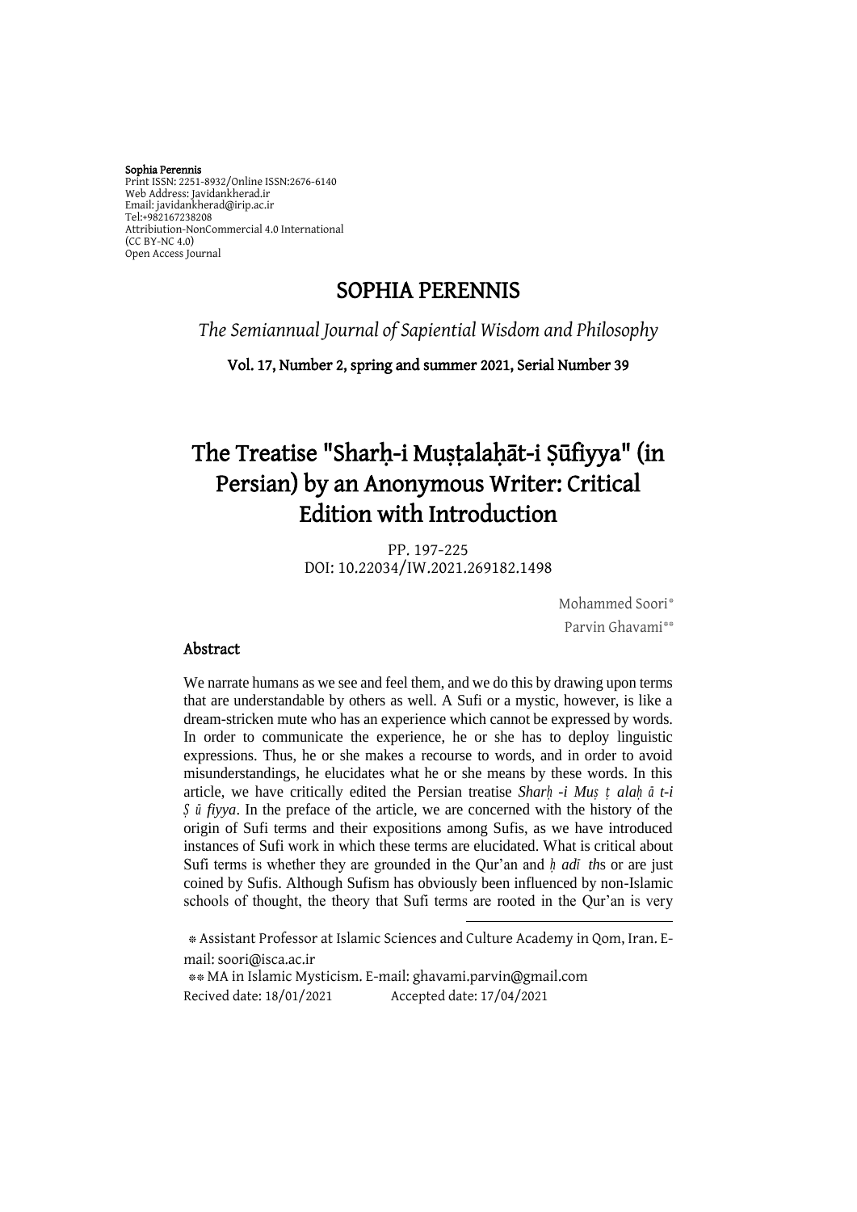**Sophia Perennis**
Print ISSN: 2251-8932/Online ISSN:2676-6140
Web Address: Javidankherad.ir
Email: javidankherad@irip.ac.ir
Tel:+982167238208
Attribiution-NonCommercial 4.0 International
(CC BY-NC 4.0)
Open Access Journal

# SOPHIA PERENNIS

*The Semiannual Journal of Sapiential Wisdom and Philosophy*

**Vol. 17, Number 2, spring and summer 2021, Serial Number 39**

# The Treatise "Sharḥ-i Muṣṭalaḥāt-i Ṣūfiyya" (in Persian) by an Anonymous Writer: Critical Edition with Introduction

PP. 197-225
DOI: 10.22034/IW.2021.269182.1498

Mohammed Soori*
Parvin Ghavami**

## Abstract

We narrate humans as we see and feel them, and we do this by drawing upon terms that are understandable by others as well. A Sufi or a mystic, however, is like a dream-stricken mute who has an experience which cannot be expressed by words. In order to communicate the experience, he or she has to deploy linguistic expressions. Thus, he or she makes a recourse to words, and in order to avoid misunderstandings, he elucidates what he or she means by these words. In this article, we have critically edited the Persian treatise *Sharḥ -i Muṣ ṭ alaḥ ā t-i Ṣ ū fiyya*. In the preface of the article, we are concerned with the history of the origin of Sufi terms and their expositions among Sufis, as we have introduced instances of Sufi work in which these terms are elucidated. What is critical about Sufi terms is whether they are grounded in the Qur'an and *ḥ adī th*s or are just coined by Sufis. Although Sufism has obviously been influenced by non-Islamic schools of thought, the theory that Sufi terms are rooted in the Qur'an is very

---

\* Assistant Professor at Islamic Sciences and Culture Academy in Qom, Iran. E-mail: soori@isca.ac.ir

\*\* MA in Islamic Mysticism. E-mail: ghavami.parvin@gmail.com

Recived date: 18/01/2021 Accepted date: 17/04/2021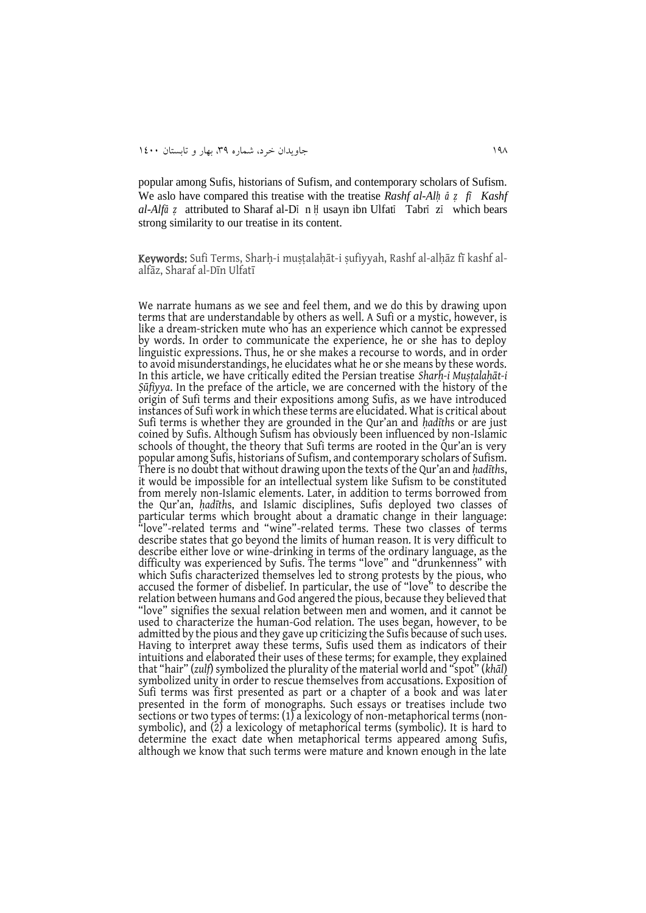popular among Sufis, historians of Sufism, and contemporary scholars of Sufism. We aslo have compared this treatise with the treatise *Rashf al-Alḥ ā ẓ fī Kashf al-Alfā ẓ* attributed to Sharaf al-Dī n Ḥ usayn ibn Ulfatī Tabrī zī which bears strong similarity to our treatise in its content.

**Keywords:** Sufi Terms, Sharḥ-i muṣṭalaḥāt-i ṣufiyyah, Rashf al-alḥāz fī kashf al-alfāz, Sharaf al-Dīn Ulfatī

We narrate humans as we see and feel them, and we do this by drawing upon terms that are understandable by others as well. A Sufi or a mystic, however, is like a dream-stricken mute who has an experience which cannot be expressed by words. In order to communicate the experience, he or she has to deploy linguistic expressions. Thus, he or she makes a recourse to words, and in order to avoid misunderstandings, he elucidates what he or she means by these words. In this article, we have critically edited the Persian treatise *Sharḥ-i Muṣṭalaḥāt-i Ṣūfiyya*. In the preface of the article, we are concerned with the history of the origin of Sufi terms and their expositions among Sufis, as we have introduced instances of Sufi work in which these terms are elucidated. What is critical about Sufi terms is whether they are grounded in the Qur'an and *ḥadīth*s or are just coined by Sufis. Although Sufism has obviously been influenced by non-Islamic schools of thought, the theory that Sufi terms are rooted in the Qur'an is very popular among Sufis, historians of Sufism, and contemporary scholars of Sufism. There is no doubt that without drawing upon the texts of the Qur'an and *ḥadīth*s, it would be impossible for an intellectual system like Sufism to be constituted from merely non-Islamic elements. Later, in addition to terms borrowed from the Qur'an, *ḥadīth*s, and Islamic disciplines, Sufis deployed two classes of particular terms which brought about a dramatic change in their language: "love"-related terms and "wine"-related terms. These two classes of terms describe states that go beyond the limits of human reason. It is very difficult to describe either love or wine-drinking in terms of the ordinary language, as the difficulty was experienced by Sufis. The terms "love" and "drunkenness" with which Sufis characterized themselves led to strong protests by the pious, who accused the former of disbelief. In particular, the use of "love" to describe the relation between humans and God angered the pious, because they believed that "love" signifies the sexual relation between men and women, and it cannot be used to characterize the human-God relation. The uses began, however, to be admitted by the pious and they gave up criticizing the Sufis because of such uses. Having to interpret away these terms, Sufis used them as indicators of their intuitions and elaborated their uses of these terms; for example, they explained that "hair" (*zulf*) symbolized the plurality of the material world and "spot" (*khāl*) symbolized unity in order to rescue themselves from accusations. Exposition of Sufi terms was first presented as part or a chapter of a book and was later presented in the form of monographs. Such essays or treatises include two sections or two types of terms: (1) a lexicology of non-metaphorical terms (non-symbolic), and (2) a lexicology of metaphorical terms (symbolic). It is hard to determine the exact date when metaphorical terms appeared among Sufis, although we know that such terms were mature and known enough in the late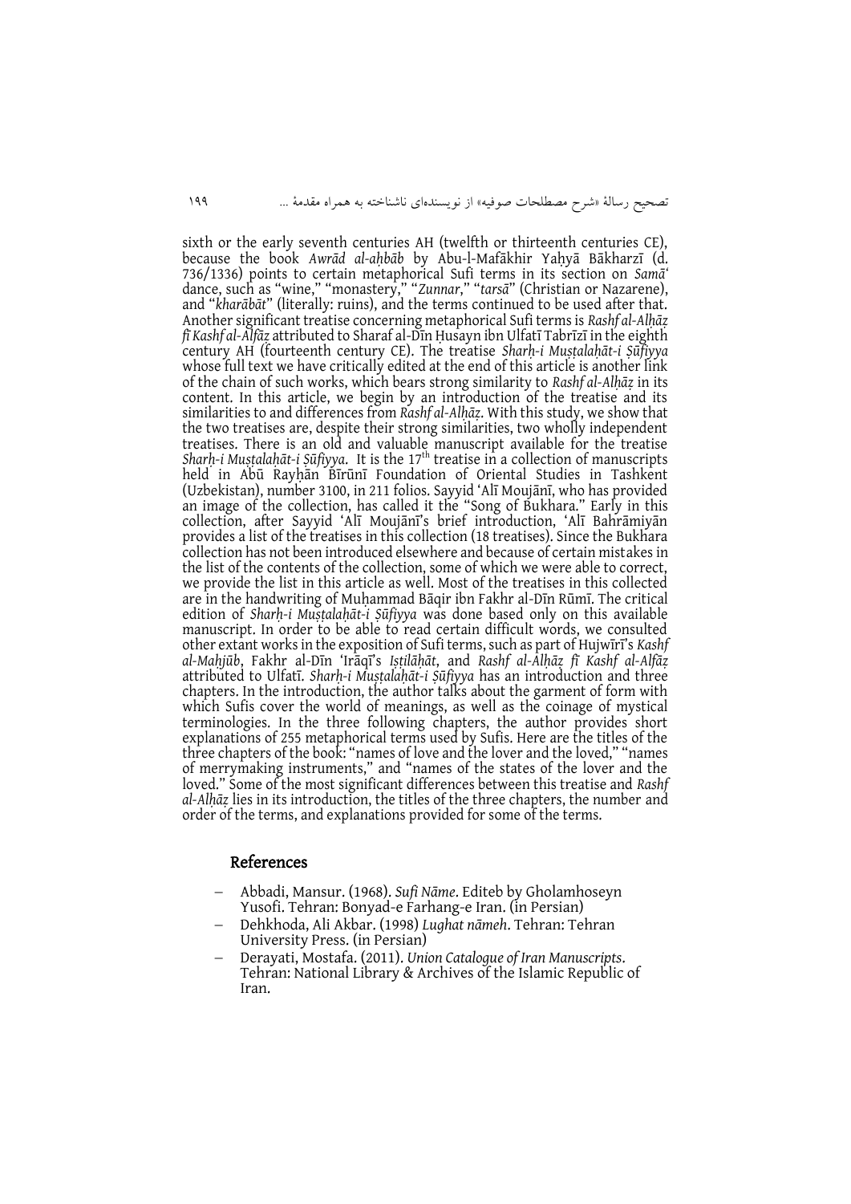sixth or the early seventh centuries AH (twelfth or thirteenth centuries CE), because the book *Awrād al-aḥbāb* by Abu-l-Mafākhir Yaḥyā Bākharzī (d. 736/1336) points to certain metaphorical Sufi terms in its section on *Samā*ʻ dance, such as "wine," "monastery," "*Zunnar*," "*tarsā*" (Christian or Nazarene), and "*kharābāt*" (literally: ruins), and the terms continued to be used after that. Another significant treatise concerning metaphorical Sufi terms is *Rashf al-Alḥāẓ fī Kashf al-Alfāẓ* attributed to Sharaf al-Dīn Ḥusayn ibn Ulfatī Tabrīzī in the eighth century AH (fourteenth century CE). The treatise *Sharḥ-i Muṣṭalaḥāt-i Ṣūfiyya* whose full text we have critically edited at the end of this article is another link of the chain of such works, which bears strong similarity to *Rashf al-Alḥāẓ* in its content. In this article, we begin by an introduction of the treatise and its similarities to and differences from *Rashf al-Alḥāẓ*. With this study, we show that the two treatises are, despite their strong similarities, two wholly independent treatises. There is an old and valuable manuscript available for the treatise *Sharḥ-i Muṣṭalaḥāt-i Ṣūfiyya*. It is the 17th treatise in a collection of manuscripts held in Abū Rayḥān Bīrūnī Foundation of Oriental Studies in Tashkent (Uzbekistan), number 3100, in 211 folios. Sayyid ʻAlī Moujānī, who has provided an image of the collection, has called it the "Song of Bukhara." Early in this collection, after Sayyid ʻAlī Moujānī's brief introduction, ʻAlī Bahrāmiyān provides a list of the treatises in this collection (18 treatises). Since the Bukhara collection has not been introduced elsewhere and because of certain mistakes in the list of the contents of the collection, some of which we were able to correct, we provide the list in this article as well. Most of the treatises in this collected are in the handwriting of Muḥammad Bāqir ibn Fakhr al-Dīn Rūmī. The critical edition of *Sharḥ-i Muṣṭalaḥāt-i Ṣūfiyya* was done based only on this available manuscript. In order to be able to read certain difficult words, we consulted other extant works in the exposition of Sufi terms, such as part of Hujwīrī's *Kashf al-Maḥjūb*, Fakhr al-Dīn ʻIrāqī's *Iṣṭilāḥāt*, and *Rashf al-Alḥāẓ fī Kashf al-Alfāẓ* attributed to Ulfatī. *Sharḥ-i Muṣṭalaḥāt-i Ṣūfiyya* has an introduction and three chapters. In the introduction, the author talks about the garment of form with which Sufis cover the world of meanings, as well as the coinage of mystical terminologies. In the three following chapters, the author provides short explanations of 255 metaphorical terms used by Sufis. Here are the titles of the three chapters of the book: "names of love and the lover and the loved," "names of merrymaking instruments," and "names of the states of the lover and the loved." Some of the most significant differences between this treatise and *Rashf al-Alḥāẓ* lies in its introduction, the titles of the three chapters, the number and order of the terms, and explanations provided for some of the terms.

## References

- Abbadi, Mansur. (1968). *Sufi Nāme*. Editeb by Gholamhoseyn Yusofi. Tehran: Bonyad-e Farhang-e Iran. (in Persian)
- Dehkhoda, Ali Akbar. (1998) *Lughat nāmeh*. Tehran: Tehran University Press. (in Persian)
- Derayati, Mostafa. (2011). *Union Catalogue of Iran Manuscripts*. Tehran: National Library & Archives of the Islamic Republic of Iran.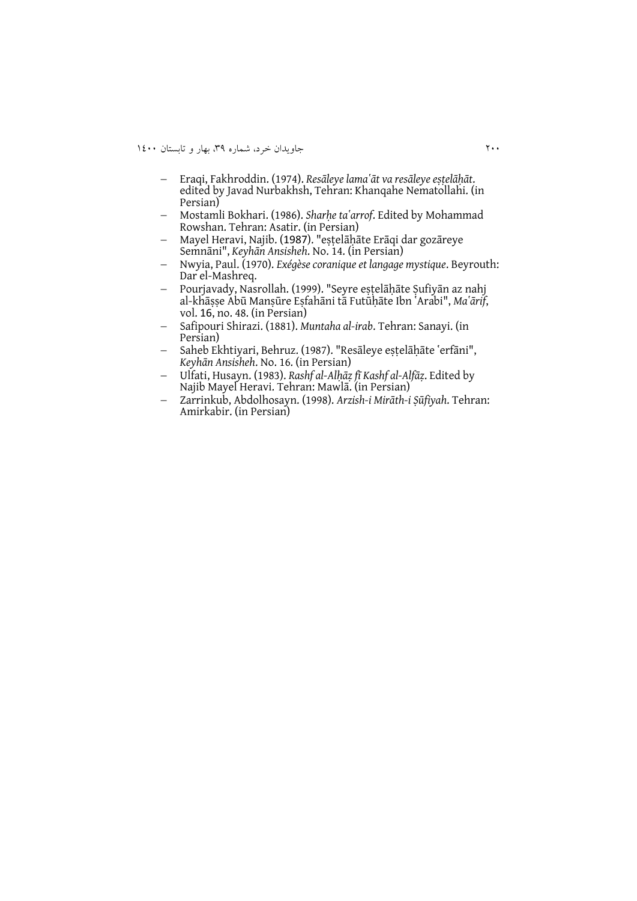- Eraqi, Fakhroddin. (1974). *Resāleye lamaʿāt va resāleye eṣṭelāḥāt*. edited by Javad Nurbakhsh, Tehran: Khanqahe Nematollahi. (in Persian)
- Mostamli Bokhari. (1986). *Sharḥe taʿarrof*. Edited by Mohammad Rowshan. Tehran: Asatir. (in Persian)
- Mayel Heravi, Najib. (1987). "eṣṭelāḥāte Erāqi dar gozāreye Semnāni", *Keyhān Ansisheh*. No. 14. (in Persian)
- Nwyia, Paul. (1970). *Exégèse coranique et langage mystique*. Beyrouth: Dar el-Mashreq.
- Pourjavady, Nasrollah. (1999). "Seyre eṣṭelāḥāte Ṣufiyān az nahj al-khāṣṣe Abū Manṣūre Eṣfahāni tā Futūḥāte Ibn ʿArabi", *Maʿārif*, vol. 16, no. 48. (in Persian)
- Safipouri Shirazi. (1881). *Muntaha al-irab*. Tehran: Sanayi. (in Persian)
- Saheb Ekhtiyari, Behruz. (1987). "Resāleye eṣṭelāḥāte ʿerfāni", *Keyhān Ansisheh*. No. 16. (in Persian)
- Ulfati, Husayn. (1983). *Rashf al-Alḥāẓ fī Kashf al-Alfāẓ*. Edited by Najib Mayel Heravi. Tehran: Mawlā. (in Persian)
- Zarrinkub, Abdolhosayn. (1998). *Arzish-i Mirāth-i Ṣūfiyah*. Tehran: Amirkabir. (in Persian)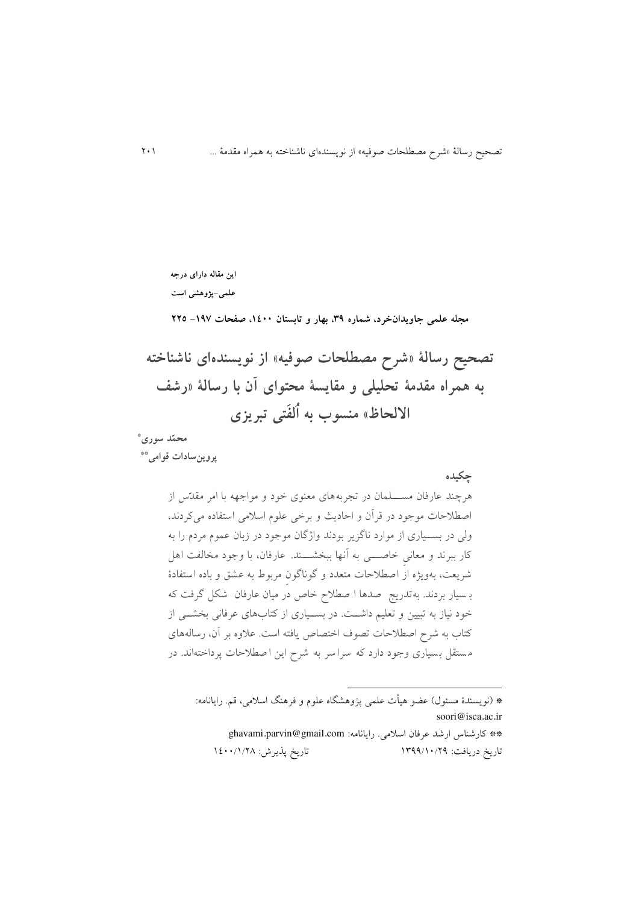این مقاله دارای درجه

علمی-پژوهشی است

**مجله علمی جاویدان‌خرد، شماره ۳۹، بهار و تابستان ۱۴۰۰، صفحات ۱۹۷– ۲۲۵**

# تصحیح رسالهٔ «شرح مصطلحات صوفیه» از نویسنده‌ای ناشناخته به همراه مقدمهٔ تحلیلی و مقایسهٔ محتوای آن با رسالهٔ «رشف الالحاظ» منسوب به اُلفَتی تبریزی

**محمّد سوری***

**پروین‌سادات قوامی****

## چکیده

هرچند عارفان مسلمان در تجربه‌های معنوی خود و مواجهه با امر مقدّس از اصطلاحات موجود در قرآن و احادیث و برخی علوم اسلامی استفاده می‌کردند، ولی در بسیاری از موارد ناگزیر بودند واژگان موجود در زبان عموم مردم را به کار ببرند و معانی خاصی به آنها ببخشند. عارفان، با وجود مخالفت اهل شریعت، به‌ویژه از اصطلاحات متعدد و گوناگونِ مربوط به عشق و باده استفادهٔ بسیار بردند. به‌تدریج صدها اصطلاح خاص در میان عارفان شکل گرفت که خود نیاز به تبیین و تعلیم داشت. در بسیاری از کتاب‌های عرفانی بخشی از کتاب به شرح اصطلاحات تصوف اختصاص یافته است. علاوه بر آن، رساله‌های مستقل بسیاری وجود دارد که سراسر به شرح این اصطلاحات پرداخته‌اند. در

---

* (نویسندهٔ مسئول) عضو هیأت علمی پژوهشگاه علوم و فرهنگ اسلامی، قم. رایانامه: soori@isca.ac.ir

** کارشناس ارشد عرفان اسلامی. رایانامه: ghavami.parvin@gmail.com

تاریخ دریافت: ۱۳۹۹/۱۰/۲۹ تاریخ پذیرش: ۱۴۰۰/۱/۲۸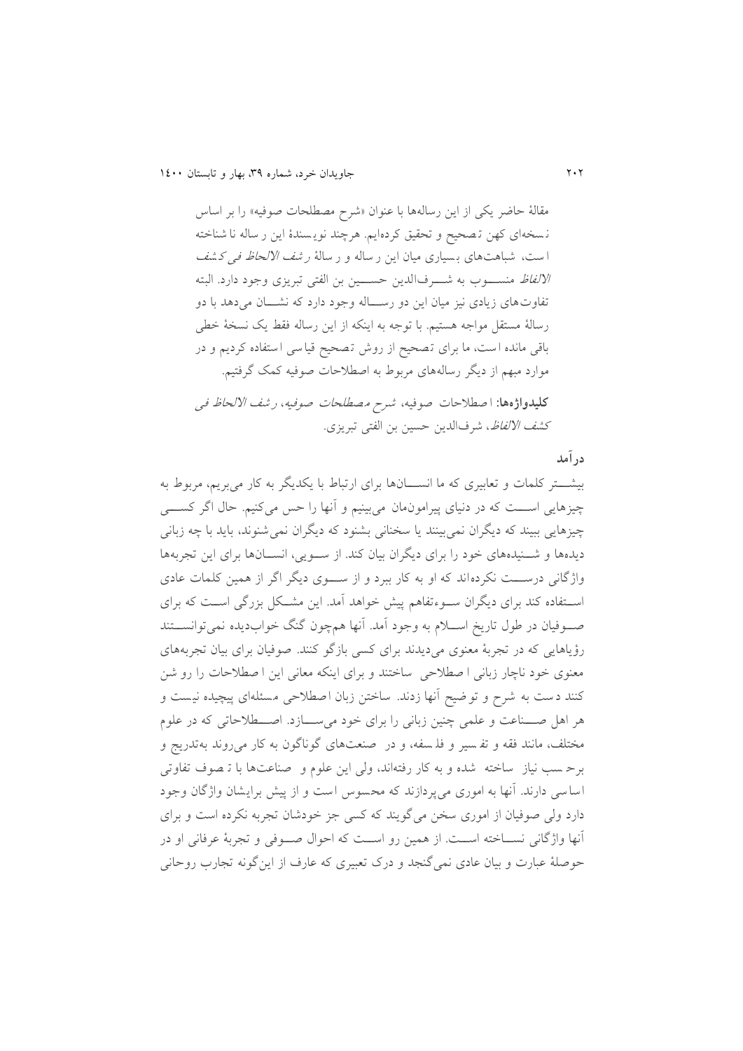مقالهٔ حاضر یکی از این رساله‌ها با عنوان «شرح مصطلحات صوفیه» را بر اساس نسخه‌ای کهن تصحیح و تحقیق کرده‌ایم. هرچند نویسندهٔ این رساله ناشناخته است، شباهت‌های بسیاری میان این رساله و رسالهٔ *رشف الالحاظ فی کشف الالفاظ* منسوب به شرف‌الدین حسین بن الفتی تبریزی وجود دارد. البته تفاوت‌های زیادی نیز میان این دو رساله وجود دارد که نشان می‌دهد با دو رسالهٔ مستقل مواجه هستیم. با توجه به اینکه از این رساله فقط یک نسخهٔ خطی باقی مانده است، ما برای تصحیح از روش تصحیح قیاسی استفاده کردیم و در موارد مبهم از دیگر رساله‌های مربوط به اصطلاحات صوفیه کمک گرفتیم.

**کلیدواژه‌ها:** اصطلاحات صوفیه، *شرح مصطلحات صوفیه*، *رشف الالحاظ فی کشف الالفاظ*، شرف‌الدین حسین بن الفتی تبریزی.

## درآمد

بیشتر کلمات و تعابیری که ما انسان‌ها برای ارتباط با یکدیگر به کار می‌بریم، مربوط به چیزهایی است که در دنیای پیرامون‌مان می‌بینیم و آنها را حس می‌کنیم. حال اگر کسی چیزهایی ببیند که دیگران نمی‌بینند یا سخنانی بشنود که دیگران نمی‌شنوند، باید با چه زبانی دیده‌ها و شنیده‌های خود را برای دیگران بیان کند. از سویی، انسان‌ها برای این تجربه‌ها واژگانی درست نکرده‌اند که او به کار ببرد و از سوی دیگر اگر از همین کلمات عادی استفاده کند برای دیگران سوءتفاهم پیش خواهد آمد. این مشکل بزرگی است که برای صوفیان در طول تاریخ اسلام به وجود آمد. آنها همچون گنگ خواب‌دیده نمی‌توانستند رؤیاهایی که در تجربهٔ معنوی می‌دیدند برای کسی بازگو کنند. صوفیان برای بیان تجربه‌های معنوی خود ناچار زبانی اصطلاحی ساختند و برای اینکه معانی این اصطلاحات را روشن کنند دست به شرح و توضیح آنها زدند. ساختن زبان اصطلاحی مسئله‌ای پیچیده نیست و هر اهل صناعت و علمی چنین زبانی را برای خود می‌سازد. اصطلاحاتی که در علوم مختلف، مانند فقه و تفسیر و فلسفه، و در صنعت‌های گوناگون به کار می‌روند به‌تدریج و برحسب نیاز ساخته شده و به کار رفته‌اند، ولی این علوم و صناعت‌ها با تصوف تفاوتی اساسی دارند. آنها به اموری می‌پردازند که محسوس است و از پیش برایشان واژگان وجود دارد ولی صوفیان از اموری سخن می‌گویند که کسی جز خودشان تجربه نکرده است و برای آنها واژگانی نساخته است. از همین رو است که احوال صوفی و تجربهٔ عرفانی او در حوصلهٔ عبارت و بیان عادی نمی‌گنجد و درک تعبیری که عارف از این‌گونه تجارب روحانی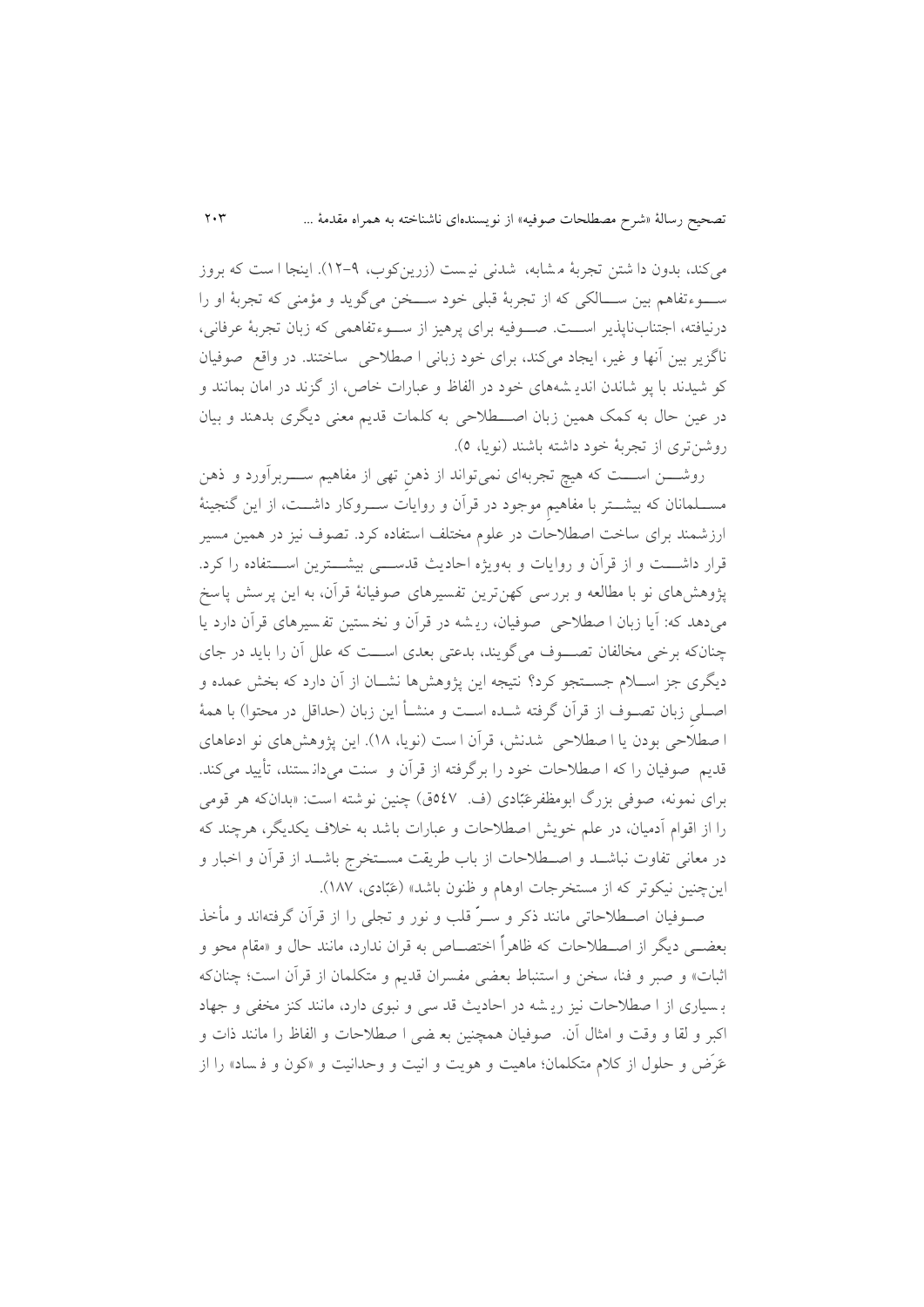می‌کند، بدون داشتن تجربهٔ مشابه، شدنی نیست (زرین‌کوب، ۹-۱۲). اینجا است که بروز سوءتفاهم بین سالکی که از تجربهٔ قبلی خود سخن می‌گوید و مؤمنی که تجربهٔ او را درنیافته، اجتناب‌ناپذیر است. صوفیه برای پرهیز از سوءتفاهمی که زبان تجربهٔ عرفانی، ناگزیر بین آنها و غیر، ایجاد می‌کند، برای خود زبانی اصطلاحی ساختند. در واقع صوفیان کوشیدند با پوشاندن اندیشه‌های خود در الفاظ و عبارات خاص، از گزند در امان بمانند و در عین حال به کمک همین زبان اصطلاحی به کلمات قدیم معنی دیگری بدهند و بیان روشن‌تری از تجربهٔ خود داشته باشند (نویا، ۵).

روشن است که هیچ تجربه‌ای نمی‌تواند از ذهنِ تهی از مفاهیم سربرآورد و ذهن مسلمانان که بیشتر با مفاهیمِ موجود در قرآن و روایاتِ سروکار داشت، از این گنجینهٔ ارزشمند برای ساخت اصطلاحات در علوم مختلف استفاده کرد. تصوف نیز در همین مسیر قرار داشت و از قرآن و روایات و به‌ویژه احادیث قدسی بیشترین استفاده را کرد. پژوهش‌های نو با مطالعه و بررسی کهن‌ترین تفسیرهای صوفیانهٔ قرآن، به این پرسش پاسخ می‌دهد که: آیا زبان اصطلاحی صوفیان، ریشه در قرآن و نخستین تفسیرهای قرآن دارد یا چنان‌که برخی مخالفان تصوف می‌گویند، بدعتی بعدی است که علل آن را باید در جای دیگری جز اسلام جستجو کرد؟ نتیجه این پژوهش‌ها نشان از آن دارد که بخش عمده و اصلیِ زبان تصوف از قرآن گرفته شده است و منشأ این زبان (حداقل در محتوا) با همهٔ اصطلاحی بودن یا اصطلاحی شدنش، قرآن است (نویا، ۱۸). این پژوهش‌های نو ادعاهای قدیم صوفیان را که اصطلاحات خود را برگرفته از قرآن و سنت می‌دانستند، تأیید می‌کند. برای نمونه، صوفی بزرگ ابومظفرعَبّادی (ف. ۵۴۷ق) چنین نوشته است: «بدان‌که هر قومی را از اقوام آدمیان، در علم خویش اصطلاحات و عبارات باشد به خلاف یکدیگر، هرچند که در معانی تفاوت نباشد و اصطلاحات از باب طریقت مستخرج باشد از قرآن و اخبار و این‌چنین نیکوتر که از مستخرجات اوهام و ظنون باشد» (عَبّادی، ۱۸۷).

صوفیان اصطلاحاتی مانند ذکر و سرّ قلب و نور و تجلی را از قرآن گرفته‌اند و مأخذ بعضی دیگر از اصطلاحات که ظاهراً اختصاص به قران ندارد، مانند حال و «مقام محو و اثبات» و صبر و فنا، سخن و استنباط بعضی مفسران قدیم و متکلمان از قرآن است؛ چنان‌که بسیاری از اصطلاحات نیز ریشه در احادیث قدسی و نبوی دارد، مانند کنز مخفی و جهاد اکبر و لقا و وقت و امثال آن. صوفیان همچنین بعضی اصطلاحات و الفاظ را مانند ذات و عَرَض و حلول از کلامِ متکلمان؛ ماهیت و هویت و انیت و وحدانیت و «کون و فساد» را از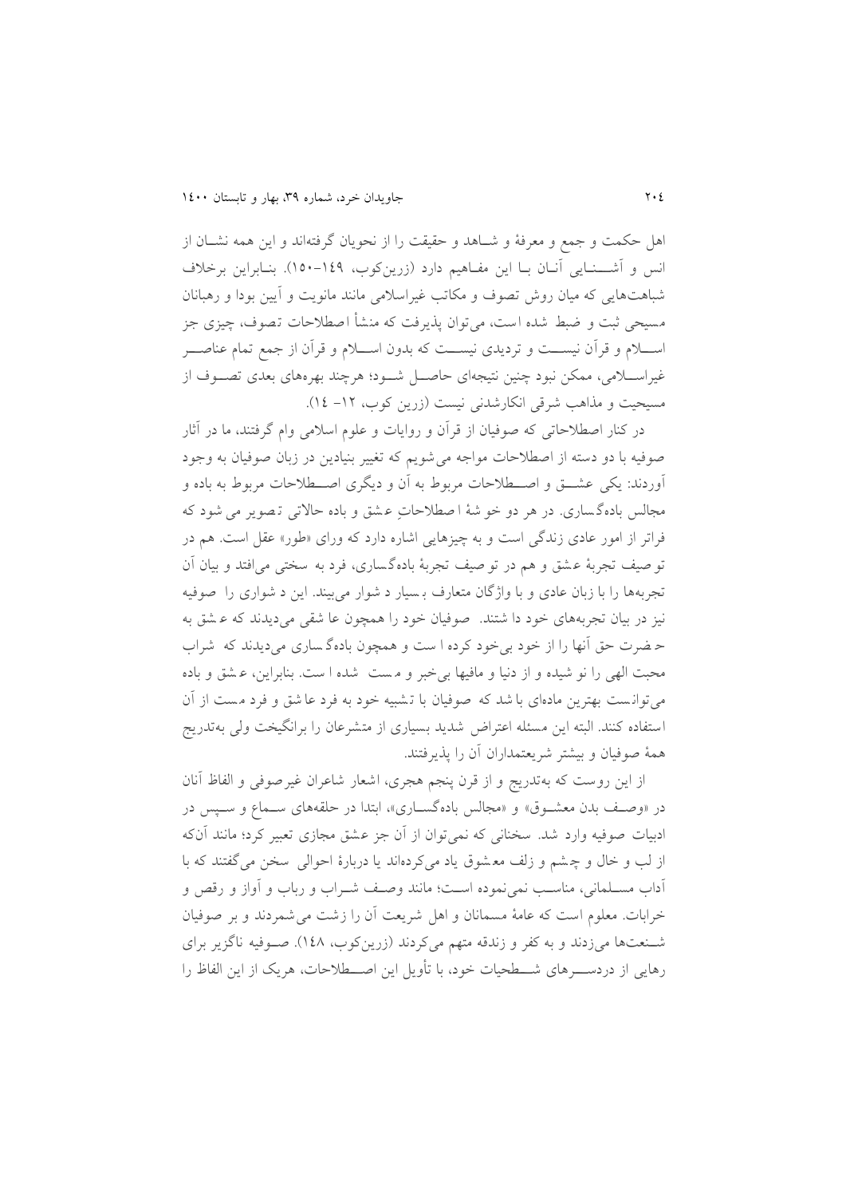اهل حکمت و جمع و معرفهٔ و شاهد و حقیقت را از نحویان گرفته‌اند و این همه نشان از انس و آشنایی آنان با این مفاهیم دارد (زرین‌کوب، ۱۴۹-۱۵۰). بنابراین برخلاف شباهت‌هایی که میان روش تصوف و مکاتب غیراسلامی مانند مانویت و آیین بودا و رهبانان مسیحی ثبت و ضبط شده است، می‌توان پذیرفت که منشأ اصطلاحات تصوف، چیزی جز اسلام و قرآن نیست و تردیدی نیست که بدون اسلام و قرآن از جمع تمام عناصر غیراسلامی، ممکن نبود چنین نتیجه‌ای حاصل شود؛ هرچند بهره‌های بعدی تصوف از مسیحیت و مذاهب شرقی انکارشدنی نیست (زرین کوب، ۱۲- ۱۴).

در کنار اصطلاحاتی که صوفیان از قرآن و روایات و علوم اسلامی وام گرفتند، ما در آثار صوفیه با دو دسته از اصطلاحات مواجه می‌شویم که تغییر بنیادین در زبان صوفیان به وجود آوردند: یکی عشق و اصطلاحات مربوط به آن و دیگری اصطلاحات مربوط به باده و مجالس باده‌گساری. در هر دو خوشهٔ اصطلاحاتِ عشق و باده حالاتی تصویر می شود که فراتر از امور عادی زندگی است و به چیزهایی اشاره دارد که ورای «طور» عقل است. هم در توصیف تجربهٔ عشق و هم در توصیف تجربهٔ باده‌گساری، فرد به سختی می‌افتد و بیان آن تجربه‌ها را با زبان عادی و با واژگان متعارف بسیار دشوار می‌بینند. این دشواری را صوفیه نیز در بیان تجربه‌های خود داشتند. صوفیان خود را همچون عاشقی می‌دیدند که عشق به حضرت حق آنها را از خود بی‌خود کرده است و همچون باده‌گساری می‌دیدند که شراب محبت الهی را نوشیده و از دنیا و مافیها بی‌خبر و مست شده است. بنابراین، عشق و باده می‌توانست بهترین ماده‌ای باشد که صوفیان با تشبیه خود به فرد عاشق و فرد مست از آن استفاده کنند. البته این مسئله اعتراض شدید بسیاری از متشرعان را برانگیخت ولی به‌تدریج همهٔ صوفیان و بیشتر شریعتمداران آن را پذیرفتند.

از این روست که به‌تدریج و از قرن پنجم هجری، اشعار شاعران غیرصوفی و الفاظ آنان در «وصف بدن معشوق» و «مجالس باده‌گساری»، ابتدا در حلقه‌های سماع و سپس در ادبیات صوفیه وارد شد. سخنانی که نمی‌توان از آن جز عشق مجازی تعبیر کرد؛ مانند آن‌که از لب و خال و چشم و زلف معشوق یاد می‌کرده‌اند یا دربارهٔ احوالی سخن می‌گفتند که با آداب مسلمانی، مناسب نمی‌نموده است؛ مانند وصف شراب و رباب و آواز و رقص و خرابات. معلوم است که عامهٔ مسمانان و اهل شریعت آن را زشت می‌شمردند و بر صوفیان شنعت‌ها می‌زدند و به کفر و زندقه متهم می‌کردند (زرین‌کوب، ۱۴۸). صوفیه ناگزیر برای رهایی از دردسرهای شطحیات خود، با تأویل این اصطلاحات، هریک از این الفاظ را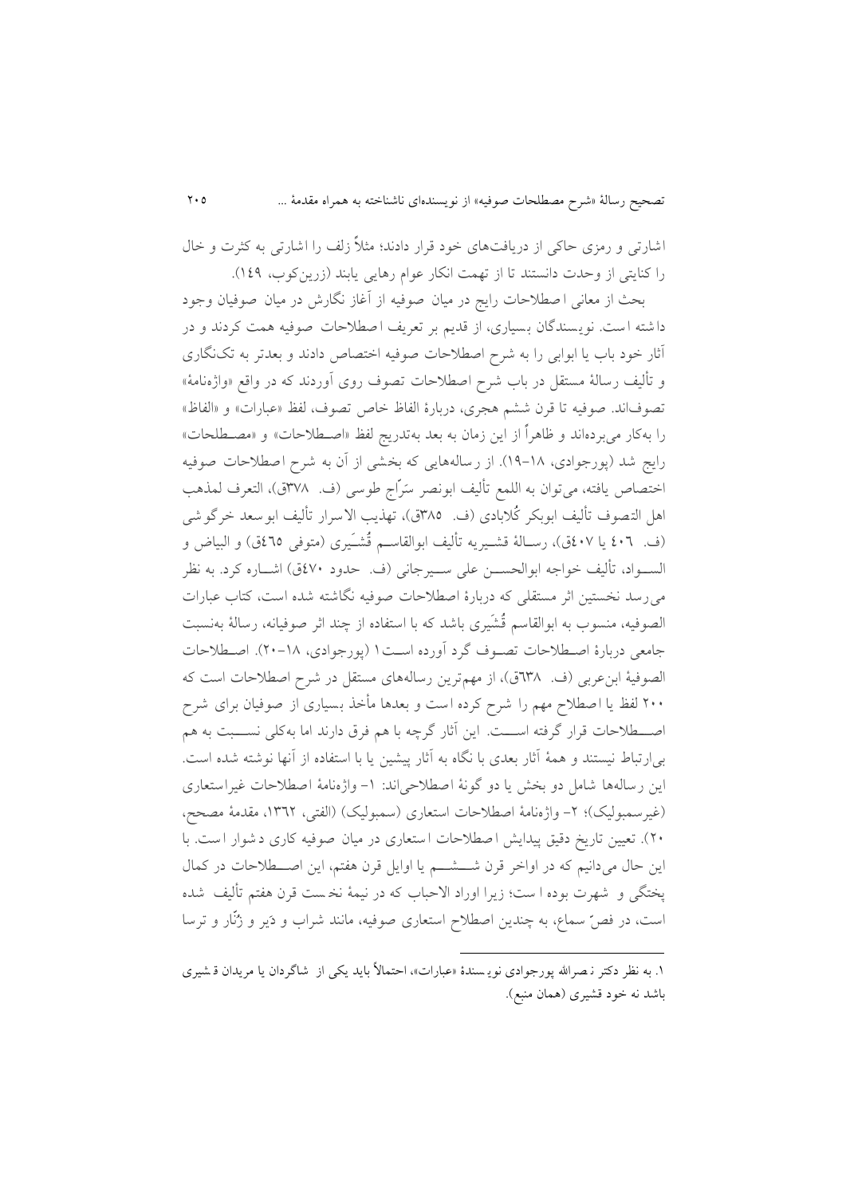اشارتی و رمزی حاکی از دریافت‌های خود قرار دادند؛ مثلاً زلف را اشارتی به کثرت و خال را کنایتی از وحدت دانستند تا از تهمت انکار عوام رهایی یابند (زرین‌کوب، ١٤٩).

بحث از معانی اصطلاحات رایج در میان صوفیه از آغاز نگارش در میان صوفیان وجود داشته است. نویسندگان بسیاری، از قدیم بر تعریف اصطلاحات صوفیه همت کردند و در آثار خود باب یا ابوابی را به شرح اصطلاحات صوفیه اختصاص دادند و بعدتر به تک‌نگاری و تألیف رسالهٔ مستقل در باب شرح اصطلاحات تصوف روی آوردند که در واقع «واژه‌نامهٔ» تصوف‌اند. صوفیه تا قرن ششم هجری، دربارهٔ الفاظ خاص تصوف، لفظ «عبارات» و «الفاظ» را به‌کار می‌برده‌اند و ظاهراً از این زمان به بعد به‌تدریج لفظ «اصطلاحات» و «مصطلحات» رایج شد (پورجوادی، ١٨-١٩). از رساله‌هایی که بخشی از آن به شرح اصطلاحات صوفیه اختصاص یافته، می‌توان به اللمع تألیف ابونصر سَرّاج طوسی (ف. ٣٧٨ق)، التعرف لمذهب اهل التصوف تألیف ابوبکر کُلابادی (ف. ٣٨٥ق)، تهذیب الاسرار تألیف ابوسعد خرگوشی (ف. ٤٠٦ یا ٤٠٧ق)، رسالهٔ قشیریه تألیف ابوالقاسم قُشَیری (متوفی ٤٦٥ق) و البیاض و السواد، تألیف خواجه ابوالحسن علی سیرجانی (ف. حدود ٤٧٠ق) اشاره کرد. به نظر می‌رسد نخستین اثر مستقلی که دربارهٔ اصطلاحات صوفیه نگاشته شده است، کتاب عبارات الصوفیه، منسوب به ابوالقاسم قُشَیری باشد که با استفاده از چند اثر صوفیانه، رسالهٔ به‌نسبت جامعی دربارهٔ اصطلاحات تصوف گرد آورده است[١] (پورجوادی، ١٨-٢٠). اصطلاحات الصوفیهٔ ابن‌عربی (ف. ٦٣٨ق)، از مهم‌ترین رساله‌های مستقل در شرح اصطلاحات است که ٢٠٠ لفظ یا اصطلاح مهم را شرح کرده است و بعدها مأخذ بسیاری از صوفیان برای شرح اصطلاحات قرار گرفته است. این آثار گرچه با هم فرق دارند اما به‌کلی نسبت به هم بی‌ارتباط نیستند و همهٔ آثار بعدی با نگاه به آثار پیشین یا با استفاده از آنها نوشته شده است. این رساله‌ها شامل دو بخش یا دو گونهٔ اصطلاحی‌اند: ١- واژه‌نامهٔ اصطلاحات غیراستعاری (غیرسمبولیک)؛ ٢- واژه‌نامهٔ اصطلاحات استعاری (سمبولیک) (الفتی، ١٣٦٢، مقدمهٔ مصحح، ٢٠). تعیین تاریخ دقیق پیدایش اصطلاحات استعاری در میان صوفیه کاری دشوار است. با این حال می‌دانیم که در اواخر قرن ششم یا اوایل قرن هفتم، این اصطلاحات در کمال پختگی و شهرت بوده است؛ زیرا اوراد الاحباب که در نیمهٔ نخست قرن هفتم تألیف شده است، در فصّ سماع، به چندین اصطلاح استعاری صوفیه، مانند شراب و دَیر و زُنّار و ترسا

---

١. به نظر دکتر نصرالله پورجوادی نویسندهٔ «عبارات»، احتمالاً باید یکی از شاگردان یا مریدان قشیری باشد نه خود قشیری (همان منبع).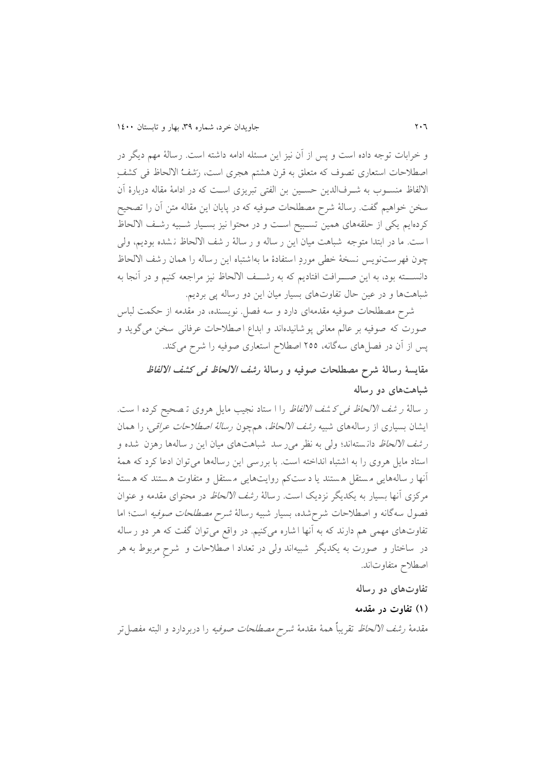و خرابات توجه داده است و پس از آن نیز این مسئله ادامه داشته است. رسالهٔ مهم دیگر در اصطلاحات استعاری تصوف که متعلق به قرن هشتم هجری است، رَشفُ الالحاظ فی کشفِ الالفاظ منسوب به شرف‌الدین حسین بن الفتی تبریزی است که در ادامهٔ مقاله دربارهٔ آن سخن خواهیم گفت. رسالهٔ شرح مصطلحات صوفیه که در پایان این مقاله متن آن را تصحیح کرده‌ایم یکی از حلقه‌های همین تسبیح است و در محتوا نیز بسیار شبیه رشف الالحاظ است. ما در ابتدا متوجه شباهت میان این رساله و رسالهٔ رشف الالحاظ نشده بودیم، ولی چون فهرست‌نویس نسخهٔ خطی موردِ استفادهٔ ما به‌اشتباه این رساله را همان رشف الالحاظ دانسته بود، به این صرافت افتادیم که به رشف الالحاظ نیز مراجعه کنیم و در آنجا به شباهت‌ها و در عین حال تفاوت‌های بسیار میان این دو رساله پی بردیم.

شرح مصطلحات صوفیه مقدمه‌ای دارد و سه فصل. نویسنده، در مقدمه از حکمت لباس صورت که صوفیه بر عالم معانی پوشانیده‌اند و ابداع اصطلاحات عرفانی سخن می‌گوید و پس از آن در فصل‌های سه‌گانه، ۲۵۵ اصطلاح استعاری صوفیه را شرح می‌کند.

## مقایسهٔ رسالهٔ شرح مصطلحات صوفیه و رسالهٔ *رشف الالحاظ فی کشف الالفاظ*

### شباهت‌های دو رساله

رسالهٔ *رشف الالحاظ فی کشف الالفاظ* را استاد نجیب مایل هروی تصحیح کرده است. ایشان بسیاری از رساله‌های شبیه *رشف الالحاظ*، همچون *رسالهٔ اصطلاحات عراقی*، را همان *رشف الالحاظ* دانسته‌اند؛ ولی به نظر می‌رسد شباهت‌های میان این رساله‌ها رهزن شده و استاد مایل هروی را به اشتباه انداخته است. با بررسی این رساله‌ها می‌توان ادعا کرد که همهٔ آنها رساله‌هایی مستقل هستند یا دست‌کم روایت‌هایی مستقل و متفاوت هستند که هستهٔ مرکزی آنها بسیار به یکدیگر نزدیک است. رسالهٔ *رشف الالحاظ* در محتوای مقدمه و عنوان فصول سه‌گانه و اصطلاحات شرح‌شده، بسیار شبیه رسالهٔ *شرح مصطلحات صوفیه* است؛ اما تفاوت‌های مهمی هم دارند که به آنها اشاره می‌کنیم. در واقع می‌توان گفت که هر دو رساله در ساختار و صورت به یکدیگر شبیه‌اند ولی در تعداد اصطلاحات و شرحِ مربوط به هر اصطلاح متفاوت‌اند.

### تفاوت‌های دو رساله

#### (۱) تفاوت در مقدمه

مقدمهٔ *رشف الالحاظ* تقریباً همهٔ مقدمهٔ *شرح مصطلحات صوفیه* را دربردارد و البته مفصل‌تر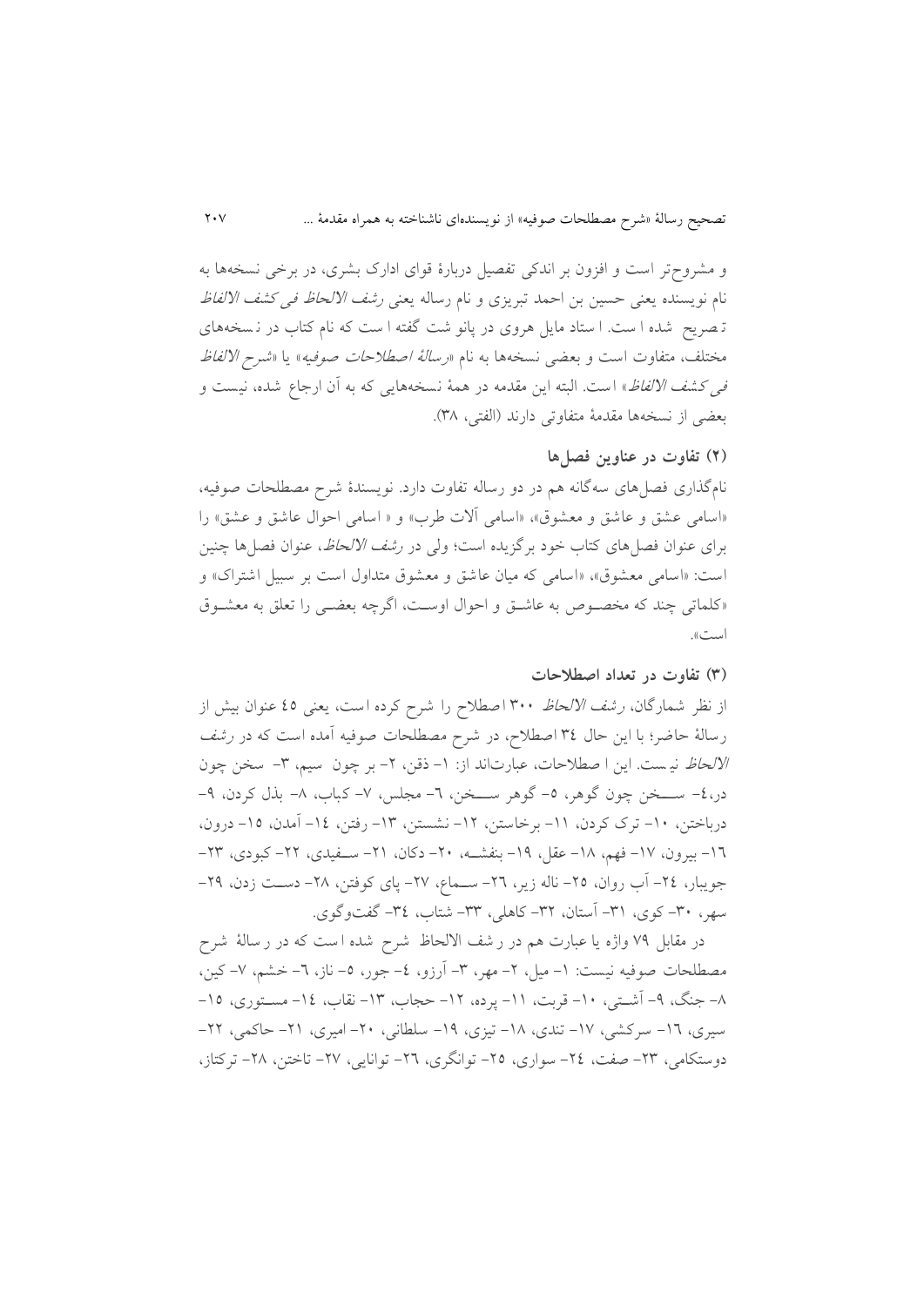و مشروح‌تر است و افزون بر اندکی تفصیل دربارهٔ قوای ادارک بشری، در برخی نسخه‌ها به نام نویسنده یعنی حسین بن احمد تبریزی و نام رساله یعنی *رشف الالحاظ فی کشف الالفاظ* تصریح شده است. استاد مایل هروی در پانوشت گفته است که نام کتاب در نسخه‌های مختلف، متفاوت است و بعضی نسخه‌ها به نام «*رسالهٔ اصطلاحات صوفیه*» یا «*شرح الالفاظ فی کشف الالفاظ*» است. البته این مقدمه در همهٔ نسخه‌هایی که به آن ارجاع شده، نیست و بعضی از نسخه‌ها مقدمهٔ متفاوتی دارند (الفتی، ۳۸).

### (۲) تفاوت در عناوین فصل‌ها

نامگذاری فصل‌های سه‌گانه هم در دو رساله تفاوت دارد. نویسندهٔ شرح مصطلحات صوفیه، «اسامی عشق و عاشق و معشوق»، «اسامی آلات طرب» و «اسامی احوال عاشق و عشق» را برای عنوان فصل‌های کتاب خود برگزیده است؛ ولی در *رشف الالحاظ*، عنوان فصل‌ها چنین است: «اسامی معشوق»، «اسامی که میان عاشق و معشوق متداول است بر سبیل اشتراک» و «کلماتی چند که مخصوص به عاشق و احوال اوست، اگرچه بعضی را تعلق به معشوق است».

### (۳) تفاوت در تعداد اصطلاحات

از نظر شمارگان، *رشف الالحاظ* ۳۰۰ اصطلاح را شرح کرده است، یعنی ٤٥ عنوان بیش از رسالهٔ حاضر؛ با این حال ۳٤ اصطلاح، در شرح مصطلحات صوفیه آمده است که در *رشف الالحاظ* نیست. این اصطلاحات، عبارت‌اند از: ۱- ذقن، ۲- بر چون سیم، ۳- سخن چون در،٤- سخن چون گوهر، ٥- گوهر سخن، ٦- مجلس، ۷- کباب، ۸- بذل کردن، ۹- درباختن، ۱۰- ترک کردن، ۱۱- برخاستن، ۱۲- نشستن، ۱۳- رفتن، ۱٤- آمدن، ۱٥- درون، ۱٦- بیرون، ۱۷- فهم، ۱۸- عقل، ۱۹- بنفشه، ۲۰- دکان، ۲۱- سفیدی، ۲۲- کبودی، ۲۳- جویبار، ۲٤- آب روان، ۲٥- ناله زیر، ۲٦- سماع، ۲۷- پای کوفتن، ۲۸- دست زدن، ۲۹- سهر، ۳۰- کوی، ۳۱- آستان، ۳۲- کاهلی، ۳۳- شتاب، ۳٤- گفت‌وگوی.

در مقابل ۷۹ واژه یا عبارت هم در رشف الالحاظ شرح شده است که در رسالهٔ شرح مصطلحات صوفیه نیست: ۱- میل، ۲- مهر، ۳- آرزو، ٤- جور، ٥- ناز، ٦- خشم، ۷- کین، ۸- جنگ، ۹- آشتی، ۱۰- قربت، ۱۱- پرده، ۱۲- حجاب، ۱۳- نقاب، ۱٤- مستوری، ۱٥- سیری، ۱٦- سرکشی، ۱۷- تندی، ۱۸- تیزی، ۱۹- سلطانی، ۲۰- امیری، ۲۱- حاکمی، ۲۲- دوستکامی، ۲۳- صفت، ۲٤- سواری، ۲٥- توانگری، ۲٦- توانایی، ۲۷- تاختن، ۲۸- ترکتاز،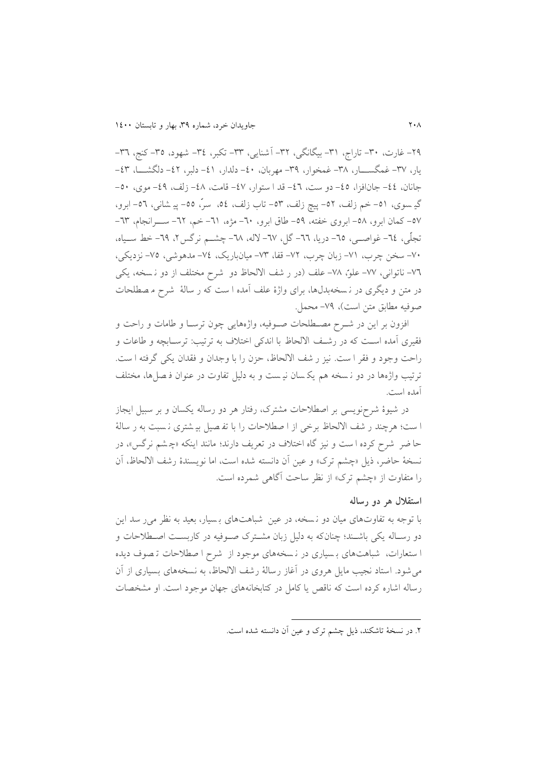۲۹- غارت، ۳۰- تاراج، ۳۱- بیگانگی، ۳۲- آشنایی، ۳۳- تکبر، ۳۴- شهود، ۳۵- کنج، ۳۶- یار، ۳۷- غمگسار، ۳۸- غمخوار، ۳۹- مهربان، ۴۰- دلدار، ۴۱- دلبر، ۴۲- دلگشا، ۴۳- جانان، ۴۴- جان‌افزا، ۴۵- دوست، ۴۶- قد استوار، ۴۷- قامت، ۴۸- زلف، ۴۹- موی، ۵۰- گیسوی، ۵۱- خم زلف، ۵۲- پیچ زلف، ۵۳- تاب زلف، ۵۴- سرّ، ۵۵- پیشانی، ۵۶- ابرو، ۵۷- کمان ابرو، ۵۸- ابروی خفته، ۵۹- طاق ابرو، ۶۰- مژه، ۶۱- خم، ۶۲- سرانجام، ۶۳- تجلّی، ۶۴- غواصی، ۶۵- دریا، ۶۶- گل، ۶۷- لاله، ۶۸- چشم نرگس[۲]، ۶۹- خط سیاه، ۷۰- سخن چرب، ۷۱- زبان چرب، ۷۲- قفا، ۷۳- میان‌باریک، ۷۴- مدهوشی، ۷۵- نزدیکی، ۷۶- ناتوانی، ۷۷- علوّ، ۷۸- علف (در رشف الالحاظ دو شرح مختلف از دو نسخه، یکی در متن و دیگری در نسخه‌بدل‌ها، برای واژۀ علف آمده است که رسالۀ شرح مصطلحات صوفیه مطابق متن است)، ۷۹- محمل.

افزون بر این در شرح مصطلحات صوفیه، واژه‌هایی چون ترسا و طامات و راحت و فقیری آمده است که در رشف الالحاظ با اندکی اختلاف به ترتیب: ترساپچه و طاعات و راحت وجود و فقر است. نیز رشف الالحاظ، حزن را با وجدان و فقدان یکی گرفته است. ترتیب واژه‌ها در دو نسخه هم یکسان نیست و به دلیل تفاوت در عنوان فصل‌ها، مختلف آمده است.

در شیوۀ شرح‌نویسی بر اصطلاحات مشترک، رفتار هر دو رساله یکسان و بر سبیل ایجاز است؛ هرچند رشف الالحاظ برخی از اصطلاحات را با تفصیل بیشتری نسبت به رسالۀ حاضر شرح کرده است و نیز گاه اختلاف در تعریف دارند؛ مانند اینکه «چشم نرگس»، در نسخۀ حاضر، ذیل «چشم ترک» و عین آن دانسته شده است، اما نویسندۀ رشف الالحاظ، آن را متفاوت از «چشم ترک» از نظر ساحت آگاهی شمرده است.

### استقلال هر دو رساله

با توجه به تفاوت‌های میان دو نسخه، در عین شباهت‌های بسیار، بعید به نظر می‌رسد این دو رساله یکی باشند؛ چنان‌که به دلیل زبان مشترک صوفیه در کاربست اصطلاحات و استعارات، شباهت‌های بسیاری در نسخه‌های موجود از شرح اصطلاحات تصوف دیده می‌شود. استاد نجیب مایل هروی در آغاز رسالۀ رشف الالحاظ، به نسخه‌های بسیاری از آن رساله اشاره کرده است که ناقص یا کامل در کتابخانه‌های جهان موجود است. او مشخصات

---

۲. در نسخۀ تاشکند، ذیل چشم ترک و عین آن دانسته شده است.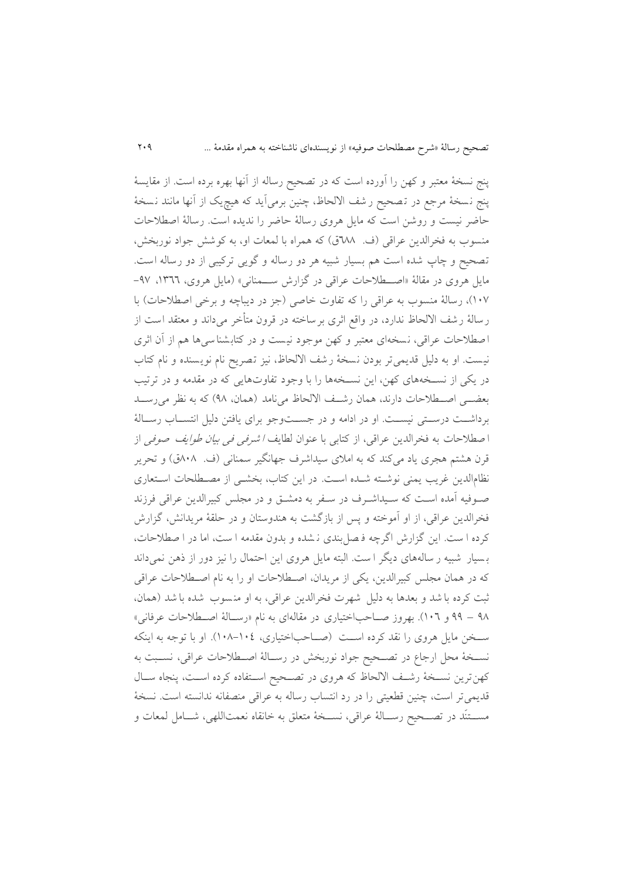پنج نسخهٔ معتبر و کهن را آورده است که در تصحیح رساله از آنها بهره برده است. از مقایسهٔ پنج نسخهٔ مرجع در تصحیح رشف الالحاظ، چنین برمی‌آید که هیچ‌یک از آنها مانند نسخهٔ حاضر نیست و روشن است که مایل هروی رسالهٔ حاضر را ندیده است. رسالهٔ اصطلاحات منسوب به فخرالدین عراقی (ف. ٦٨٨ق) که همراه با لمعات او، به کوشش جواد نوربخش، تصحیح و چاپ شده است هم بسیار شبیه هر دو رساله و گویی ترکیبی از دو رساله است. مایل هروی در مقالهٔ «اصطلاحات عراقی در گزارش سمنانی» (مایل هروی، ١٣٦٦، ٩٧-١٠٧)، رسالهٔ منسوب به عراقی را که تفاوت خاصی (جز در دیباچه و برخی اصطلاحات) با رسالهٔ رشف الالحاظ ندارد، در واقع اثری برساخته در قرون متأخر می‌داند و معتقد است از اصطلاحات عراقی، نسخه‌ای معتبر و کهن موجود نیست و در کتابشناسی‌ها هم از آن اثری نیست. او به دلیل قدیمی‌تر بودن نسخهٔ رشف الالحاظ، نیز تصریح نام نویسنده و نام کتاب در یکی از نسخه‌های کهن، این نسخه‌ها را با وجود تفاوت‌هایی که در مقدمه و در ترتیب بعضی اصطلاحات دارند، همان رشف الالحاظ می‌نامد (همان، ٩٨) که به نظر می‌رسد برداشت درستی نیست. او در ادامه و در جستجو برای یافتن دلیل انتساب رسالهٔ اصطلاحات به فخرالدین عراقی، از کتابی با عنوان *لطایف اشرفی فی بیان طوایف صوفی* از قرن هشتم هجری یاد می‌کند که به املای سیداشرف جهانگیر سمنانی (ف. ٨٠٨ق) و تحریر نظام‌الدین غریب یمنی نوشته شده است. در این کتاب، بخشی از مصطلحات استعاری صوفیه آمده است که سیداشرف در سفر به دمشق و در مجلس کبیرالدین عراقی فرزند فخرالدین عراقی، از او آموخته و پس از بازگشت به هندوستان و در حلقهٔ مریدانش، گزارش کرده است. این گزارش اگرچه فصل‌بندی نشده و بدون مقدمه است، اما در اصطلاحات، بسیار شبیه رساله‌های دیگر است. البته مایل هروی این احتمال را نیز دور از ذهن نمی‌داند که در همان مجلس کبیرالدین، یکی از مریدان، اصطلاحات او را به نام اصطلاحات عراقی ثبت کرده باشد و بعدها به دلیل شهرت فخرالدین عراقی، به او منسوب شده باشد (همان، ٩٨ - ٩٩ و ١٠٦). بهروز صاحب‌اختیاری در مقاله‌ای به نام «رسالهٔ اصطلاحات عرفانی» سخن مایل هروی را نقد کرده است (صاحب‌اختیاری، ١٠٤-١٠٨). او با توجه به اینکه نسخهٔ محل ارجاع در تصحیح جواد نوربخش در رسالهٔ اصطلاحات عراقی، نسبت به کهن‌ترین نسخهٔ رشف الالحاظ که هروی در تصحیح استفاده کرده است، پنجاه سال قدیمی‌تر است، چنین قطعیتی را در رد انتساب رساله به عراقی منصفانه ندانسته است. نسخهٔ مستنَد در تصحیح رسالهٔ عراقی، نسخهٔ متعلق به خانقاه نعمت‌اللهی، شامل لمعات و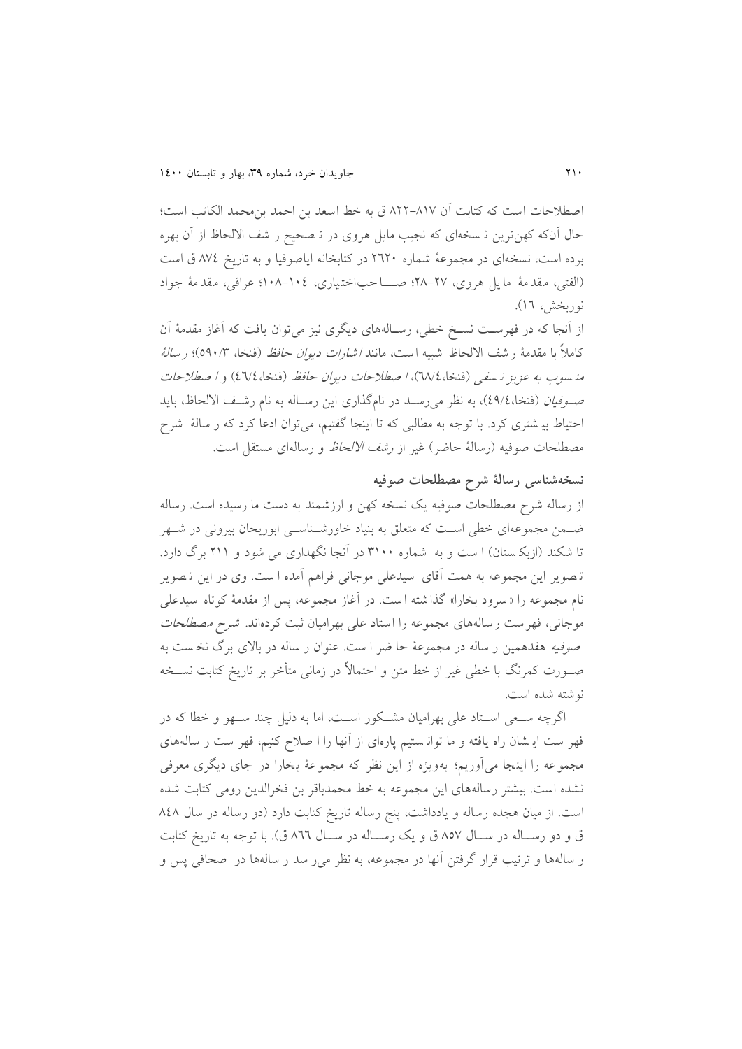اصطلاحات است که کتابت آن ۸۱۷–۸۲۲ ق به خط اسعد بن احمد بن‌محمد الکاتب است؛ حال آن‌که کهن‌ترین نسخه‌ای که نجیب مایل هروی در تصحیح رشف الالحاظ از آن بهره برده است، نسخه‌ای در مجموعهٔ شماره ۲۶۲۰ در کتابخانه ایاصوفیا و به تاریخ ۸۷٤ ق است (الفتی، مقدمهٔ مایل هروی، ۲۷–۲۸؛ صاحب‌اختیاری، ۱۰٤–۱۰۸؛ عراقی، مقدمهٔ جواد نوربخش، ۱٦).

از آنجا که در فهرست نسخ خطی، رساله‌های دیگری نیز می‌توان یافت که آغاز مقدمهٔ آن کاملاً با مقدمهٔ رشف الالحاظ شبیه است، مانند *اشارات دیوان حافظ* (فنخا، ۵۹۰/۳)؛ *رسالهٔ منسوب به عزیز نسفی* (فنخا، ٦٨/٤)، *اصطلاحات دیوان حافظ* (فنخا، ٤٦/٤) و *اصطلاحات صوفیان* (فنخا، ٤٩/٤)، به نظر می‌رسد در نام‌گذاری این رساله به نام رشف الالحاظ، باید احتیاط بیشتری کرد. با توجه به مطالبی که تا اینجا گفتیم، می‌توان ادعا کرد که رسالهٔ شرح مصطلحات صوفیه (رسالهٔ حاضر) غیر از *رشف الالحاظ* و رساله‌ای مستقل است.

## نسخه‌شناسی رسالهٔ شرح مصطلحات صوفیه

از رساله شرح مصطلحات صوفیه یک نسخه کهن و ارزشمند به دست ما رسیده است. رساله ضمن مجموعه‌ای خطی است که متعلق به بنیاد خاورشناسی ابوریحان بیرونی در شهر تاشکند (ازبکستان) است و به شماره ۳۱۰۰ در آنجا نگهداری می‌شود و ۲۱۱ برگ دارد. تصویر این مجموعه به همت آقای سیدعلی موجانی فراهم آمده است. وی در این تصویر نام مجموعه را «سرود بخارا» گذاشته است. در آغاز مجموعه، پس از مقدمهٔ کوتاه سیدعلی موجانی، فهرست رساله‌های مجموعه را استاد علی بهرامیان ثبت کرده‌اند. *شرح مصطلحات صوفیه* هفدهمین رساله در مجموعهٔ حاضر است. عنوان رساله در بالای برگ نخست به صورت کمرنگ با خطی غیر از خط متن و احتمالاً در زمانی متأخر بر تاریخ کتابت نسخه نوشته شده است.

اگرچه سعی استاد علی بهرامیان مشکور است، اما به دلیل چند سهو و خطا که در فهرست ایشان راه یافته و ما توانستیم پاره‌ای از آنها را اصلاح کنیم، فهرست رساله‌های مجموعه را اینجا می‌آوریم؛ به‌ویژه از این نظر که مجموعهٔ بخارا در جای دیگری معرفی نشده است. بیشتر رساله‌های این مجموعه به خط محمدباقر بن فخرالدین رومی کتابت شده است. از میان هجده رساله و یادداشت، پنج رساله تاریخ کتابت دارد (دو رساله در سال ۸٤۸ ق و دو رساله در سال ۸۵۷ ق و یک رساله در سال ۸٦٦ ق). با توجه به تاریخ کتابت رساله‌ها و ترتیب قرار گرفتن آنها در مجموعه، به نظر می‌رسد رساله‌ها در صحافی پس و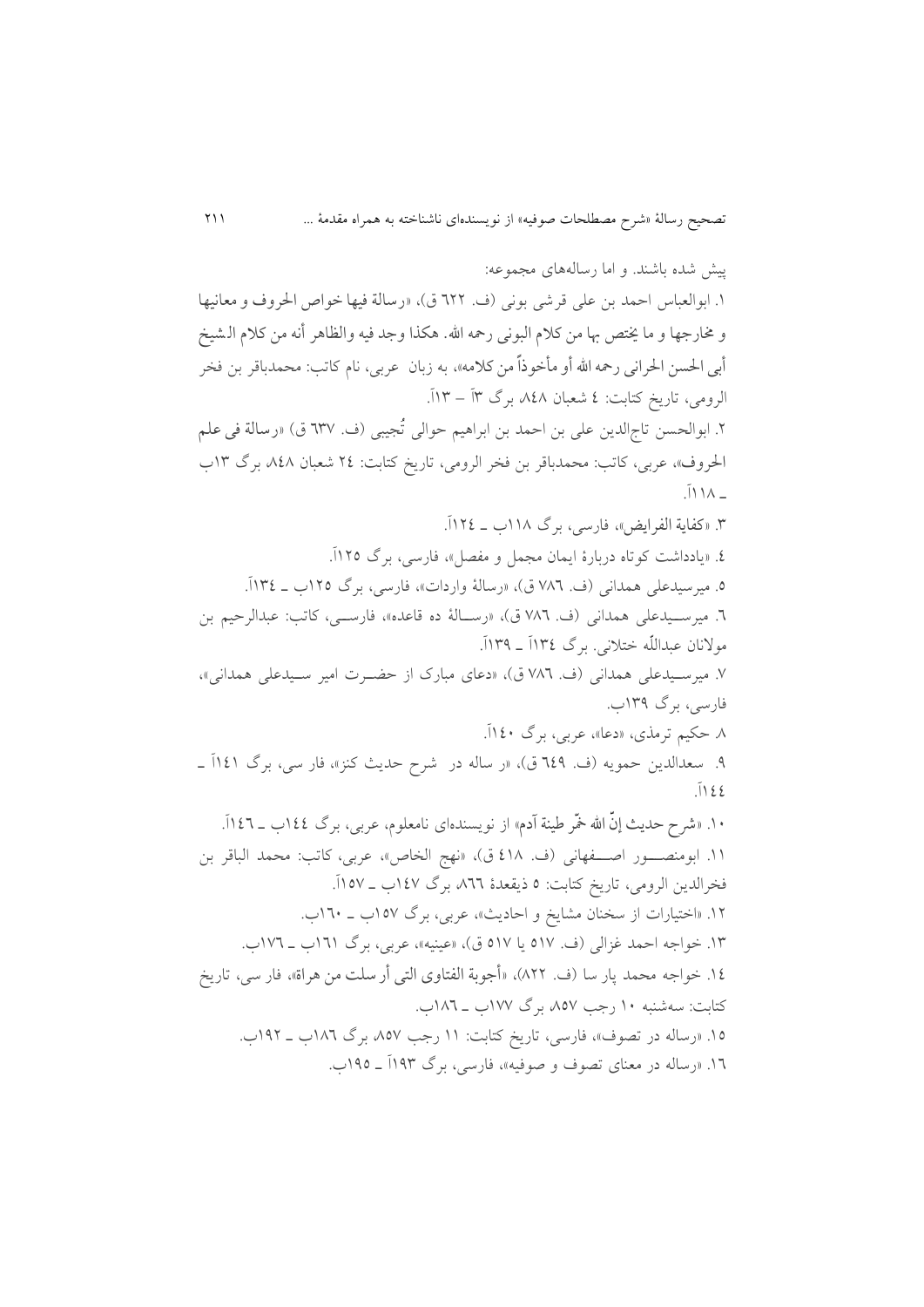پیش شده باشند. و اما رساله‌های مجموعه:

۱. ابوالعباس احمد بن علی قرشی بونی (ف. ٦٢٢ ق)، «رسالة فیها خواص الحروف و معانیها و مخارجها و ما یختص بها من کلام البونی رحمه الله. هکذا وجد فیه والظاهر أنه من کلام الشیخ أبی الحسن الحرانی رحمه الله أو مأخوذاً من کلامه»، به زبان عربی، نام کاتب: محمدباقر بن فخر الرومی، تاریخ کتابت: ٤ شعبان ٨٤٨، برگ ٣آ – ١٣آ.

۲. ابوالحسن تاج‌الدین علی بن احمد بن ابراهیم حوالی تُجیبی (ف. ٦٣٧ ق) «رسالة فی علم الحروف»، عربی، کاتب: محمدباقر بن فخر الرومی، تاریخ کتابت: ٢٤ شعبان ٨٤٨، برگ ١٣ب ـ ١١٨آ.

۳. «کفایة الفرایض»، فارسی، برگ ١١٨ب ـ ١٢٤آ.

٤. «یادداشت کوتاه دربارۀ ایمان مجمل و مفصل»، فارسی، برگ ١٢٥آ.

٥. میرسیدعلی همدانی (ف. ٧٨٦ ق)، «رسالۀ واردات»، فارسی، برگ ١٢٥ب ـ ١٣٤آ.

٦. میرسیدعلی همدانی (ف. ٧٨٦ ق)، «رسالۀ ده قاعده»، فارسی، کاتب: عبدالرحیم بن مولانان عبداللّه ختلانی. برگ ١٣٤آ ـ ١٣٩آ.

٧. میرسیدعلی همدانی (ف. ٧٨٦ ق)، «دعای مبارک از حضرت امیر سیدعلی همدانی»، فارسی، برگ ١٣٩ب.

٨. حکیم ترمذی، «دعا»، عربی، برگ ١٤٠آ.

٩. سعدالدین حمویه (ف. ٦٤٩ ق)، «ر ساله در شرح حدیث کنز»، فار سی، برگ ١٤١آ ـ ١٤٤آ.

١٠. «شرح حدیث إنّ الله خمّر طینة آدم» از نویسنده‌ای نامعلوم، عربی، برگ ١٤٤ب ـ ١٤٦آ.

١١. ابومنصور اصفهانی (ف. ٤١٨ ق)، «نهج الخاص»، عربی، کاتب: محمد الباقر بن فخرالدین الرومی، تاریخ کتابت: ٥ ذیقعدۀ ٨٦٦، برگ ١٤٧ب ـ ١٥٧آ.

١٢. «اختیارات از سخنان مشایخ و احادیث»، عربی، برگ ١٥٧ب ـ ١٦٠ب.

١٣. خواجه احمد غزالی (ف. ٥١٧ یا ٥١٧ ق)، «عینیه»، عربی، برگ ١٦١ب ـ ١٧٦ب.

١٤. خواجه محمد پار سا (ف. ٨٢٢)، «أجوبة الفتاوی التی أر سلت من هراة»، فار سی، تاریخ کتابت: سه‌شنبه ١٠ رجب ٨٥٧، برگ ١٧٧ب ـ ١٨٦ب.

١٥. «رساله در تصوف»، فارسی، تاریخ کتابت: ١١ رجب ٨٥٧، برگ ١٨٦ب ـ ١٩٢ب.

١٦. «رساله در معنای تصوف و صوفیه»، فارسی، برگ ١٩٣آ ـ ١٩٥ب.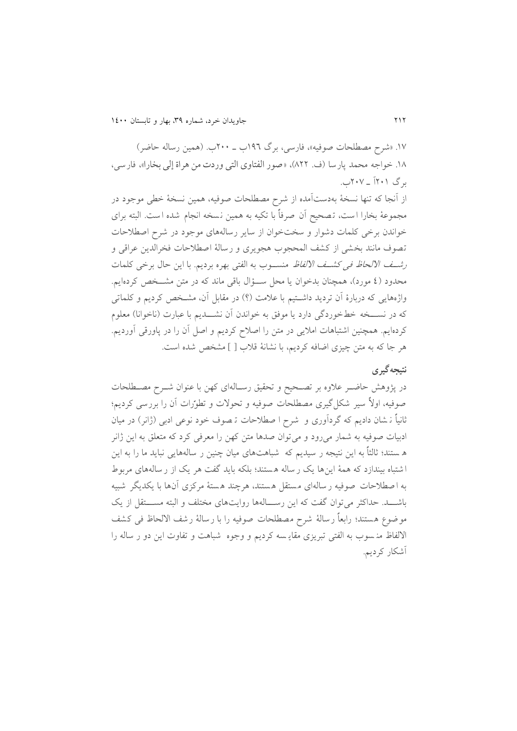۱۷. «شرح مصطلحات صوفیه»، فارسی، برگ ۱۹۶ب ـ ۲۰۰ب. (همین رساله حاضر)

۱۸. خواجه محمد پارسا (ف. ۸۲۲)، «صور الفتاوی التی وردت من هراة إلی بخارا»، فارسی، برگ ۲۰۱آ ـ ۲۰۷ب.

از آنجا که تنها نسخهٔ به‌دست‌آمده از شرح مصطلحات صوفیه، همین نسخهٔ خطی موجود در مجموعهٔ بخارا است، تصحیح آن صرفاً با تکیه به همین نسخه انجام شده است. البته برای خواندن برخی کلمات دشوار و سخت‌خوان از سایر رساله‌های موجود در شرح اصطلاحات تصوف مانند بخشی از کشف المحجوب هجویری و رسالهٔ اصطلاحات فخرالدین عراقی و *رشف الالحاظ فی کشف الالفاظ* منسوب به الفتی بهره بردیم. با این حال برخی کلمات محدود (٤ مورد)، همچنان بدخوان یا محل سؤال باقی ماند که در متن مشخص کرده‌ایم. واژه‌هایی که دربارهٔ آن تردید داشتیم با علامت (؟) در مقابل آن، مشخص کردیم و کلماتی که در نسخه خط‌خوردگی دارد یا موفق به خواندن آن نشدیم با عبارت (ناخوانا) معلوم کرده‌ایم. همچنین اشتباهات املایی در متن را اصلاح کردیم و اصل آن را در پاورقی آوردیم. هر جا که به متن چیزی اضافه کردیم، با نشانهٔ قلاب [ ] مشخص شده است.

## نتیجه‌گیری

در پژوهش حاضر علاوه بر تصحیح و تحقیق رساله‌ای کهن با عنوان شرح مصطلحات صوفیه، اولاً سیر شکل‌گیری مصطلحات صوفیه و تحولات و تطوّرات آن را بررسی کردیم؛ ثانیاً نشان دادیم که گردآوری و شرح اصطلاحات تصوف خود نوعی ادبی (ژانر) در میان ادبیات صوفیه به شمار می‌رود و می‌توان صدها متن کهن را معرفی کرد که متعلق به این ژانر هستند؛ ثالثاً به این نتیجه رسیدیم که شباهت‌های میان چنین رساله‌هایی نباید ما را به این اشتباه بیندازد که همهٔ این‌ها یک رساله هستند؛ بلکه باید گفت هر یک از رساله‌های مربوط به اصطلاحات صوفیه رساله‌ای مستقل هستند، هرچند هستهٔ مرکزی آنها با یکدیگر شبیه باشد. حداکثر می‌توان گفت که این رساله‌ها روایت‌های مختلف و البته مستقل از یک موضوع هستند؛ رابعاً رسالهٔ شرح مصطلحات صوفیه را با رسالهٔ رشف الالحاظ فی کشف الالفاظ منسوب به الفتی تبریزی مقایسه کردیم و وجوه شباهت و تفاوت این دو رساله را آشکار کردیم.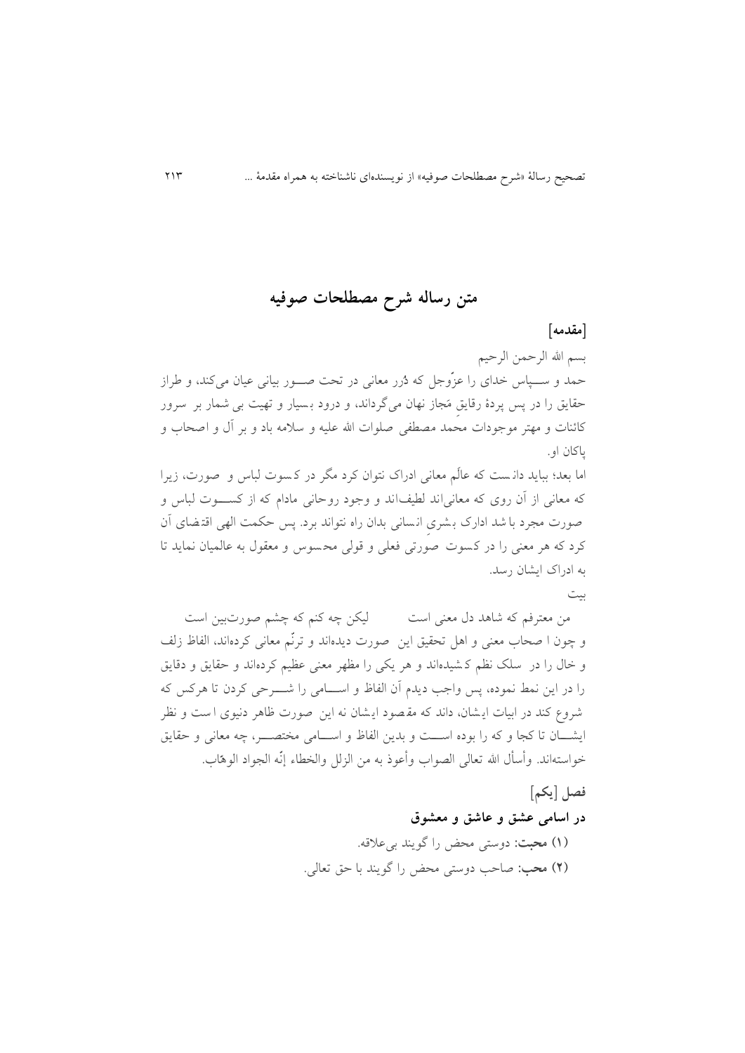# متن رساله شرح مصطلحات صوفیه

**[مقدمه]**

بسم الله الرحمن الرحیم

حمد و سپاس خدای را عزّوجل که دُرر معانی در تحت صور بیانی عیان می‌کند، و طراز حقایق را در پس پردهٔ رقایقِ مَجاز نهان می‌گرداند، و درود بسیار و تهیت بی شمار بر سرور کائنات و مهتر موجودات محمد مصطفی صلوات الله علیه و سلامه باد و بر آل و اصحاب و پاکان او.

اما بعد؛ بباید دانست که عالَم معانی ادراک نتوان کرد مگر در کسوت لباس و صورت، زیرا که معانی از آن روی که معانی‌اند لطیف‌اند و وجود روحانی مادام که از کسوت لباس و صورت مجرد باشد ادارک بشریِ انسانی بدان راه نتواند برد. پس حکمت الهی اقتضای آن کرد که هر معنی را در کسوت صورتی فعلی و قولی محسوس و معقول به عالمیان نماید تا به ادراک ایشان رسد.

بیت

من معترفم که شاهد دل معنی است  لیکن چه کنم که چشم صورت‌بین است

و چون اصحاب معنی و اهل تحقیق این صورت دیده‌اند و ترنّم معانی کرده‌اند، الفاظ زلف و خال را در سلک نظم کشیده‌اند و هر یکی را مظهر معنی عظیم کرده‌اند و حقایق و دقایق را در این نمط نموده، پس واجب دیدم آن الفاظ و اسامی را شرحی کردن تا هرکس که شروع کند در ابیات ایشان، داند که مقصود ایشان نه این صورت ظاهر دنیوی است و نظر ایشان تا کجا و که را بوده است و بدین الفاظ و اسامی مختصر، چه معانی و حقایق خواسته‌اند. وأسأل الله تعالی الصواب وأعوذ به من الزلل والخطاء إنّه الجواد الوهّاب.

**فصل [یکم]**

**در اسامی عشق و عاشق و معشوق**

**(۱) محبت:** دوستی محض را گویند بی‌علاقه.

**(۲) محب:** صاحب دوستی محض را گویند با حق تعالی.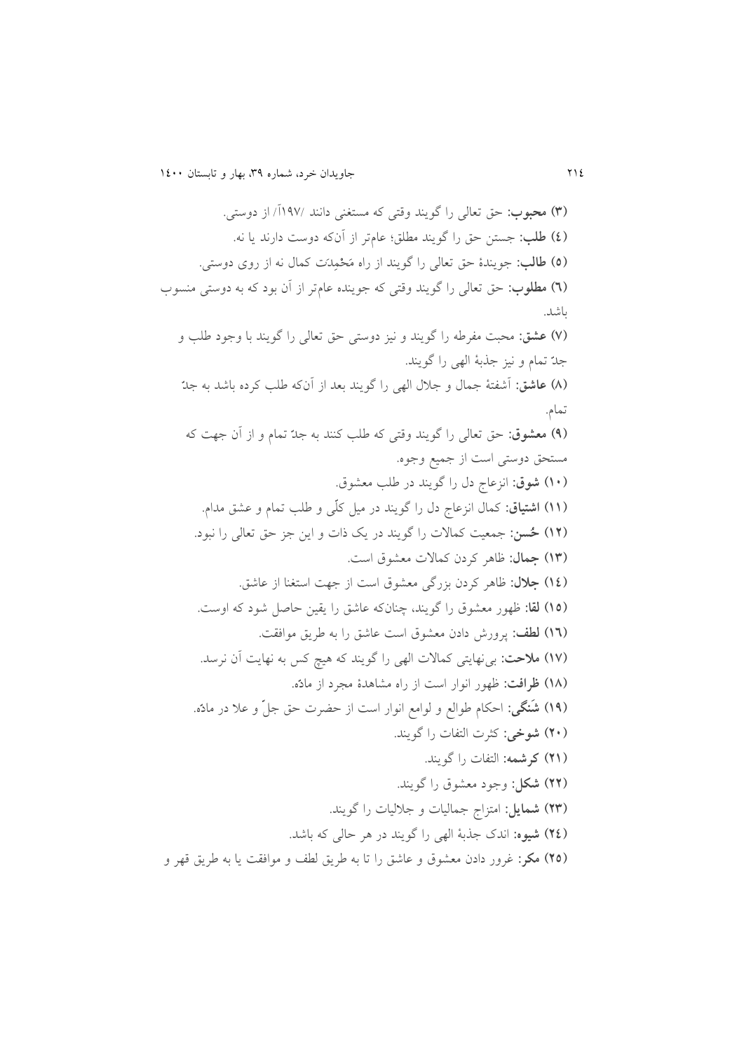(۳) **محبوب**: حق تعالی را گویند وقتی که مستغنی دانند /۱۹۷آ/ از دوستی.

(٤) **طلب**: جستن حق را گویند مطلق؛ عام‌تر از آن‌که دوست دارند یا نه.

(٥) **طالب**: جویندهٔ حق تعالی را گویند از راه مَحْمِدَت کمال نه از روی دوستی.

(٦) **مطلوب**: حق تعالی را گویند وقتی که جوینده عام‌تر از آن بود که به دوستی منسوب باشد.

(۷) **عشق**: محبت مفرطه را گویند و نیز دوستی حق تعالی را گویند با وجود طلب و جدّ تمام و نیز جذبهٔ الهی را گویند.

(۸) **عاشق**: آشفتهٔ جمال و جلال الهی را گویند بعد از آن‌که طلب کرده باشد به جدّ تمام.

(۹) **معشوق**: حق تعالی را گویند وقتی که طلب کنند به جدّ تمام و از آن جهت که مستحق دوستی است از جمیع وجوه.

(۱۰) **شوق**: انزعاج دل را گویند در طلب معشوق.

(۱۱) **اشتیاق**: کمال انزعاج دل را گویند در میل کلّی و طلب تمام و عشق مدام.

(۱۲) **حُسن**: جمعیت کمالات را گویند در یک ذات و این جز حق تعالی را نبود.

(۱۳) **جمال**: ظاهر کردن کمالات معشوق است.

(١٤) **جلال**: ظاهر کردن بزرگی معشوق است از جهت استغنا از عاشق.

(١٥) **لقا**: ظهور معشوق را گویند، چنان‌که عاشق را یقین حاصل شود که اوست.

(١٦) **لطف**: پرورش دادن معشوق است عاشق را به طریق موافقت.

(۱۷) **ملاحت**: بی‌نهایتی کمالات الهی را گویند که هیچ کس به نهایت آن نرسد.

(۱۸) **ظرافت**: ظهور انوار است از راه مشاهدهٔ مجرد از مادّه.

(۱۹) **شَنگی**: احکام طوالع و لوامع انوار است از حضرت حق جلّ و علا در مادّه.

(۲۰) **شوخی**: کثرت التفات را گویند.

(۲۱) **کرشمه**: التفات را گویند.

(۲۲) **شکل**: وجود معشوق را گویند.

(۲۳) **شمایل**: امتزاج جمالیات و جلالیات را گویند.

(٢٤) **شیوه**: اندک جذبهٔ الهی را گویند در هر حالی که باشد.

(٢٥) **مکر**: غرور دادن معشوق و عاشق را تا به طریق لطف و موافقت یا به طریق قهر و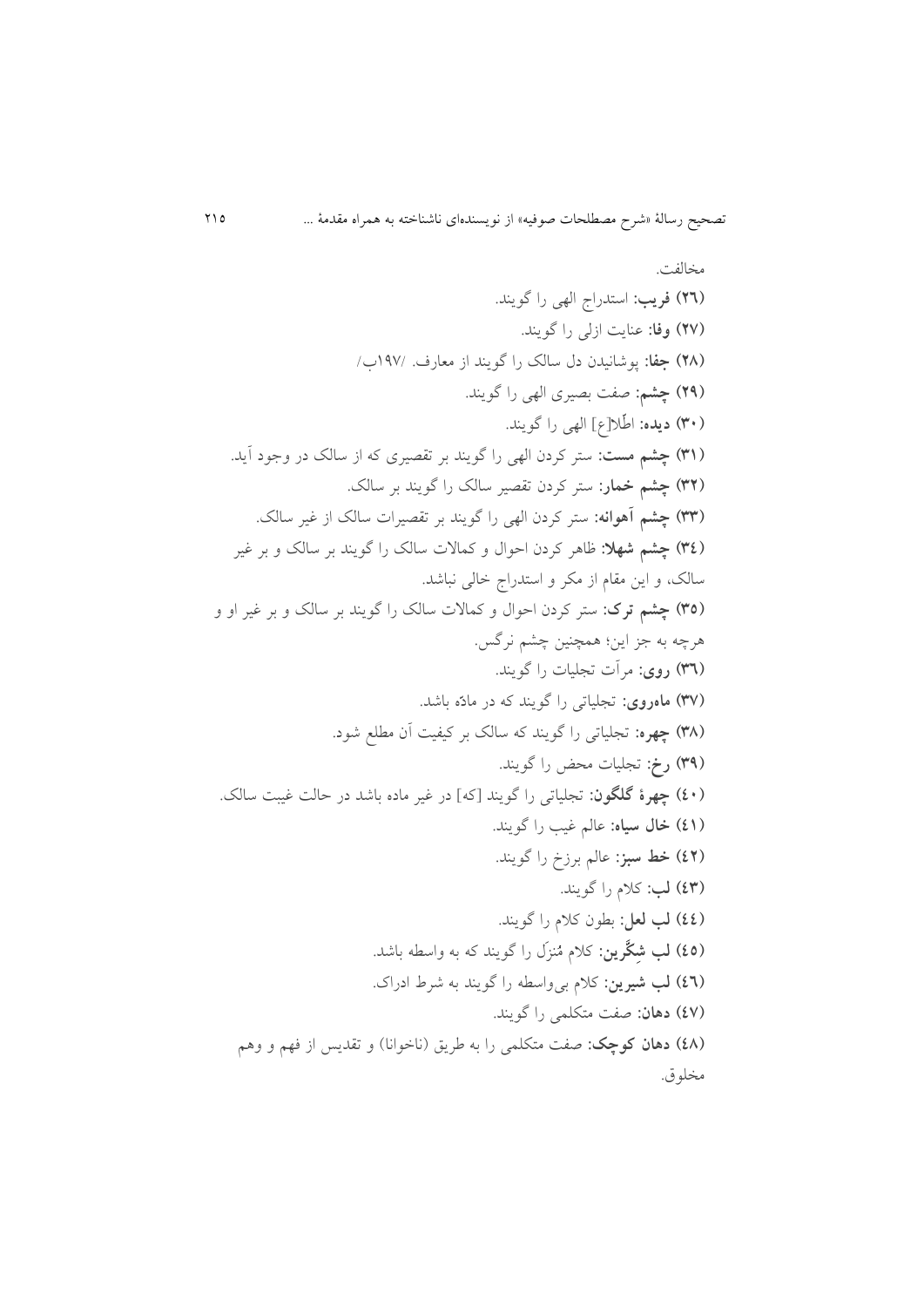مخالفت.

**(٢٦) فریب**: استدراج الهی را گویند.

**(٢٧) وفا**: عنایت ازلی را گویند.

**(٢٨) جفا**: پوشانیدن دل سالک را گویند از معارف. /١٩٧ب/

**(٢٩) چشم**: صفت بصیری الهی را گویند.

**(٣٠) دیده**: اطّلا[ع] الهی را گویند.

**(٣١) چشم مست**: ستر کردن الهی را گویند بر تقصیری که از سالک در وجود آید.

**(٣٢) چشم خمار**: ستر کردن تقصیر سالک را گویند بر سالک.

**(٣٣) چشم آهوانه**: ستر کردن الهی را گویند بر تقصیرات سالک از غیر سالک.

**(٣٤) چشم شهلا**: ظاهر کردن احوال و کمالات سالک را گویند بر سالک و بر غیر سالک، و این مقام از مکر و استدراج خالی نباشد.

**(٣٥) چشم ترک**: ستر کردن احوال و کمالات سالک را گویند بر سالک و بر غیر او و هرچه به جز این؛ همچنین چشم نرگس.

**(٣٦) روی**: مرآت تجلیات را گویند.

**(٣٧) ماه‌روی**: تجلیاتی را گویند که در مادّه باشد.

**(٣٨) چهره**: تجلیاتی را گویند که سالک بر کیفیت آن مطلع شود.

**(٣٩) رخ**: تجلیات محض را گویند.

**(٤٠) چهرهٔ گلگون**: تجلیاتی را گویند [که] در غیر ماده باشد در حالت غیبت سالک.

**(٤١) خال سیاه**: عالم غیب را گویند.

**(٤٢) خط سبز**: عالم برزخ را گویند.

**(٤٣) لب**: کلام را گویند.

**(٤٤) لب لعل**: بطون کلام را گویند.

**(٤٥) لب شِکَّرین**: کلام مُنزَل را گویند که به واسطه باشد.

**(٤٦) لب شیرین**: کلام بی‌واسطه را گویند به شرط ادراک.

**(٤٧) دهان**: صفت متکلمی را گویند.

**(٤٨) دهان کوچک**: صفت متکلمی را به طریق (ناخوانا) و تقدیس از فهم و وهم مخلوق.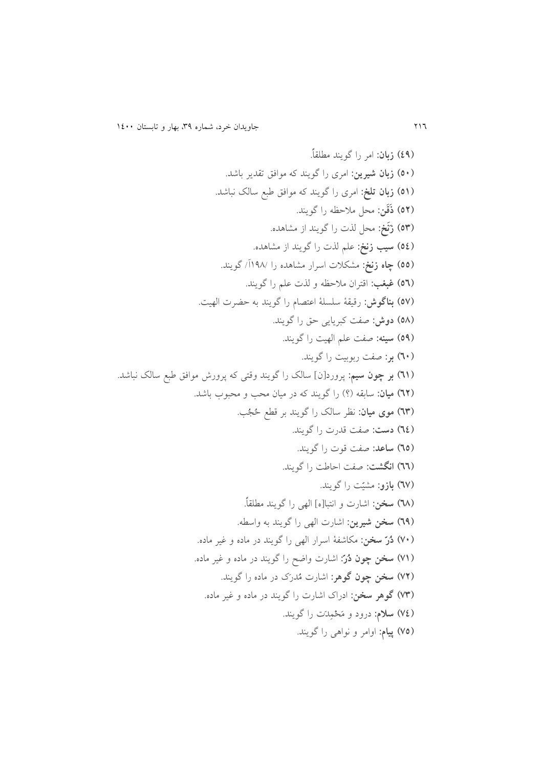(٤٩) **زبان**: امر را گویند مطلقاً.

(٥٠) **زبان شیرین**: امری را گویند که موافق تقدیر باشد.

(٥١) **زبان تلخ**: امری را گویند که موافق طبع سالک نباشد.

(٥٢) **ذَقَن**: محل ملاحظه را گویند.

(٥٣) **زَنَخ**: محل لذت را گویند از مشاهده.

(٥٤) **سیب زنخ**: علم لذت را گویند از مشاهده.

(٥٥) **چاه زنخ**: مشکلات اسرار مشاهده را /١٩٨آ/ گویند.

(٥٦) **غبغب**: اقتران ملاحظه و لذت علم را گویند.

(٥٧) **بناگوش**: رقیقهٔ سلسلهٔ اعتصام را گویند به حضرت الهیت.

(٥٨) **دوش**: صفت کبریایی حق را گویند.

(٥٩) **سینه**: صفت علم الهیت را گویند.

(٦٠) **بر**: صفت ربوبیت را گویند.

(٦١) **بر چون سیم**: پرورد[ن] سالک را گویند وقتی که پرورش موافق طبع سالک نباشد.

(٦٢) **میان**: سابقه (؟) را گویند که در میان محب و محبوب باشد.

(٦٣) **موی میان**: نظر سالک را گویند بر قطع حُجُب.

(٦٤) **دست**: صفت قدرت را گویند.

(٦٥) **ساعد**: صفت قوت را گویند.

(٦٦) **انگشت**: صفت احاطت را گویند.

(٦٧) **بازو**: مشیّت را گویند.

(٦٨) **سخن**: اشارت و انتبا[ه] الهی را گویند مطلقاً.

(٦٩) **سخن شیرین**: اشارت الهی را گویند به واسطه.

(٧٠) **دُرّ سخن**: مکاشفهٔ اسرار الهی را گویند در ماده و غیر ماده.

(٧١) **سخن چون دُرّ**: اشارت واضح را گویند در ماده و غیر ماده.

(٧٢) **سخن چون گوهر**: اشارت مُدرَک در ماده را گویند.

(٧٣) **گوهر سخن**: ادراک اشارت را گویند در ماده و غیر ماده.

(٧٤) **سلام**: درود و مَحْمِدَت را گویند.

(٧٥) **پیام**: اوامر و نواهی را گویند.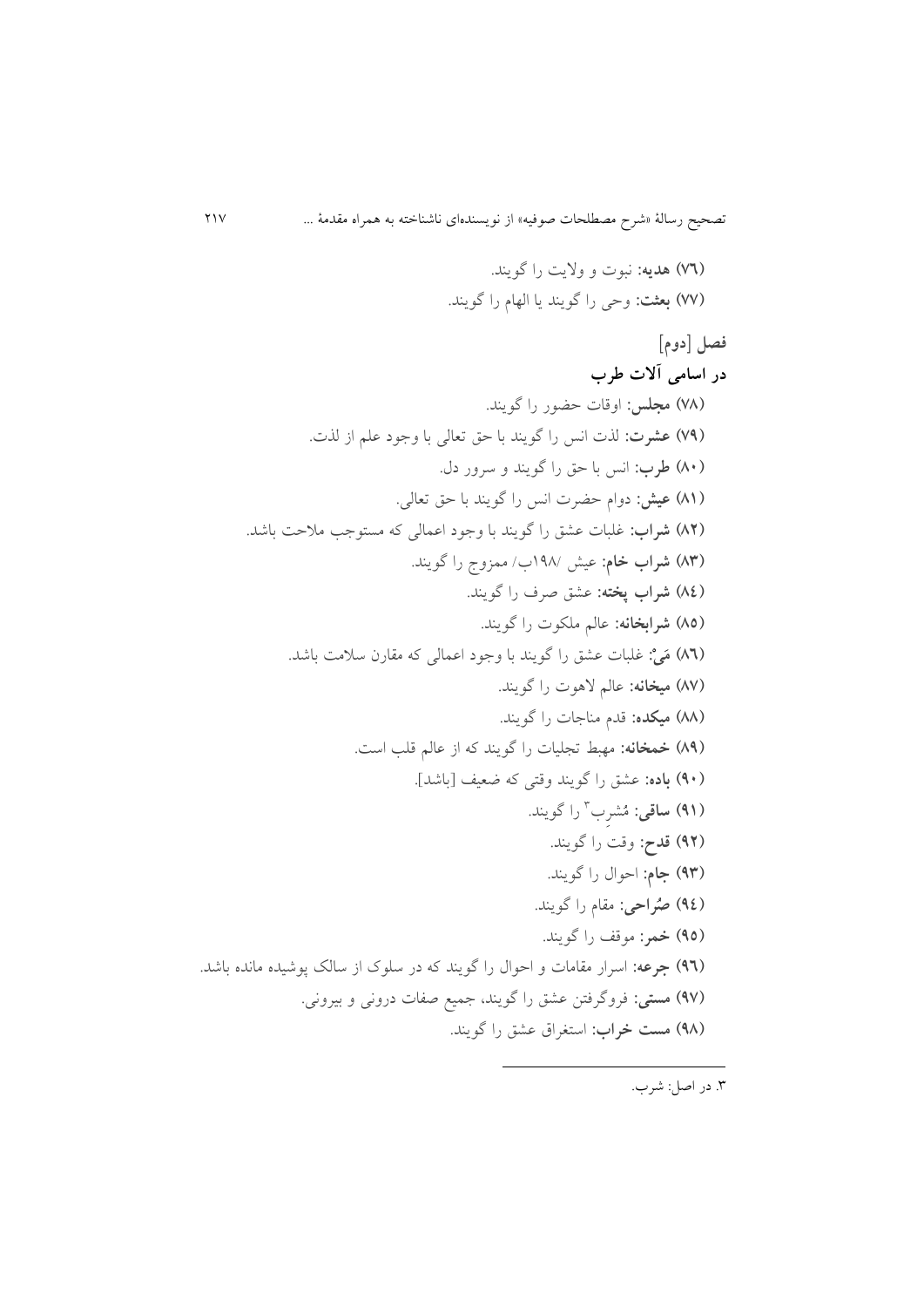(٧٦) **هدیه**: نبوت و ولایت را گویند.

(٧٧) **بعثت**: وحی را گویند یا الهام را گویند.

## فصل [دوم]

## در اسامی آلات طرب

(٧٨) **مجلس**: اوقات حضور را گویند.

(٧٩) **عشرت**: لذت انس را گویند با حق تعالی با وجود علم از لذت.

(٨٠) **طرب**: انس با حق را گویند و سرور دل.

(٨١) **عیش**: دوام حضرت انس را گویند با حق تعالی.

(٨٢) **شراب**: غلبات عشق را گویند با وجود اعمالی که مستوجب ملاحت باشد.

(٨٣) **شراب خام**: عیش /١٩٨ب/ ممزوج را گویند.

(٨٤) **شراب پخته**: عشق صرف را گویند.

(٨٥) **شرابخانه**: عالم ملکوت را گویند.

(٨٦) **مَیْ**: غلبات عشق را گویند با وجود اعمالی که مقارن سلامت باشد.

(٨٧) **میخانه**: عالم لاهوت را گویند.

(٨٨) **میکده**: قدم مناجات را گویند.

(٨٩) **خمخانه**: مهبط تجلیات را گویند که از عالم قلب است.

(٩٠) **باده**: عشق را گویند وقتی که ضعیف [باشد].

(٩١) **ساقی**: مُشرِب[3] را گویند.

(٩٢) **قدح**: وقت را گویند.

(٩٣) **جام**: احوال را گویند.

(٩٤) **صُراحی**: مقام را گویند.

(٩٥) **خمر**: موقف را گویند.

(٩٦) **جرعه**: اسرار مقامات و احوال را گویند که در سلوک از سالک پوشیده مانده باشد.

(٩٧) **مستی**: فروگرفتن عشق را گویند، جمیع صفات درونی و بیرونی.

(٩٨) **مست خراب**: استغراق عشق را گویند.

---

٣. در اصل: شرب.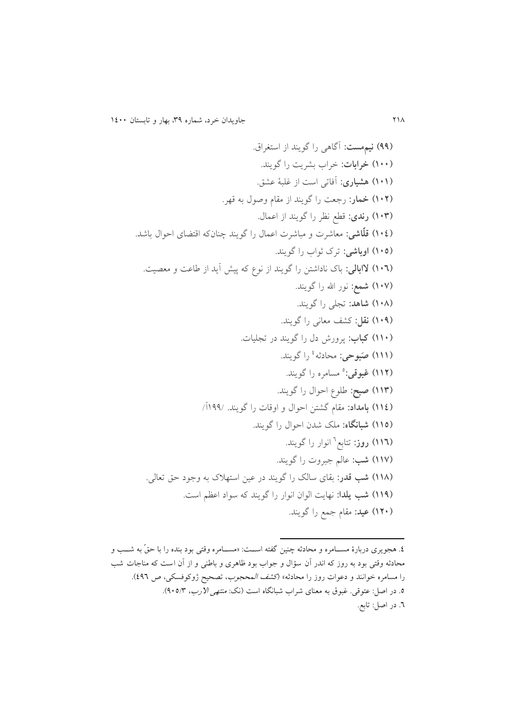**(۹۹) نیم‌مست:** آگاهی را گویند از استغراق.

**(۱۰۰) خرابات:** خراب بشریت را گویند.

**(۱۰۱) هشیاری:** آفاتی است از غلبهٔ عشق.

**(۱۰۲) خمار:** رجعت را گویند از مقام وصول به قهر.

**(۱۰۳) رندی:** قطع نظر را گویند از اعمال.

**(۱۰٤) قلّاشی:** معاشرت و مباشرت اعمال را گویند چنان‌که اقتضای احوال باشد.

**(۱۰۵) اوباشی:** ترک ثواب را گویند.

**(۱۰٦) لاابالی:** باک ناداشتن را گویند از نوع که پیش آید از طاعت و معصیت.

**(۱۰۷) شمع:** نور الله را گویند.

**(۱۰۸) شاهد:** تجلی را گویند.

**(۱۰۹) نقل:** کشف معانی را گویند.

**(۱۱۰) کباب:** پرورش دل را گویند در تجلیات.

**(۱۱۱) صَبوحی:** محادثه[٤] را گویند.

**(۱۱۲) غبوقی:**[٥] مسامره را گویند.

**(۱۱۳) صبح:** طلوع احوال را گویند.

**(۱۱٤) بامداد:** مقام گشتن احوال و اوقات را گویند. /۱۹۹آ/

**(۱۱۵) شبانگاه:** ملک شدن احوال را گویند.

**(۱۱٦) روز:** تتابع[٦] انوار را گویند.

**(۱۱۷) شب:** عالم جبروت را گویند.

**(۱۱۸) شب قدر:** بقای سالک را گویند در عین استهلاک به وجود حق تعالی.

**(۱۱۹) شب یلدا:** نهایت الوان انوار را گویند که سواد اعظم است.

**(۱۲۰) عید:** مقام جمع را گویند.

---

٤. هجویری دربارهٔ مسامره و محادثه چنین گفته است: «مسامره وقتی بود بنده را با حقّ به شب و محادثه وقتی بود به روز که اندر آن سؤال و جواب بود ظاهری و باطنی و از آن است که مناجات شب را مسامره خوانند و دعوات روز را محادثه» (*کشف المحجوب*، تصحیح ژوکوفسکی، ص ٤۹٦).

٥. در اصل: عتوقی. غبوق به معنای شراب شبانگاه است (نک: *منتهی الارب*، ۹۰۵/۳).

٦. در اصل: تابع.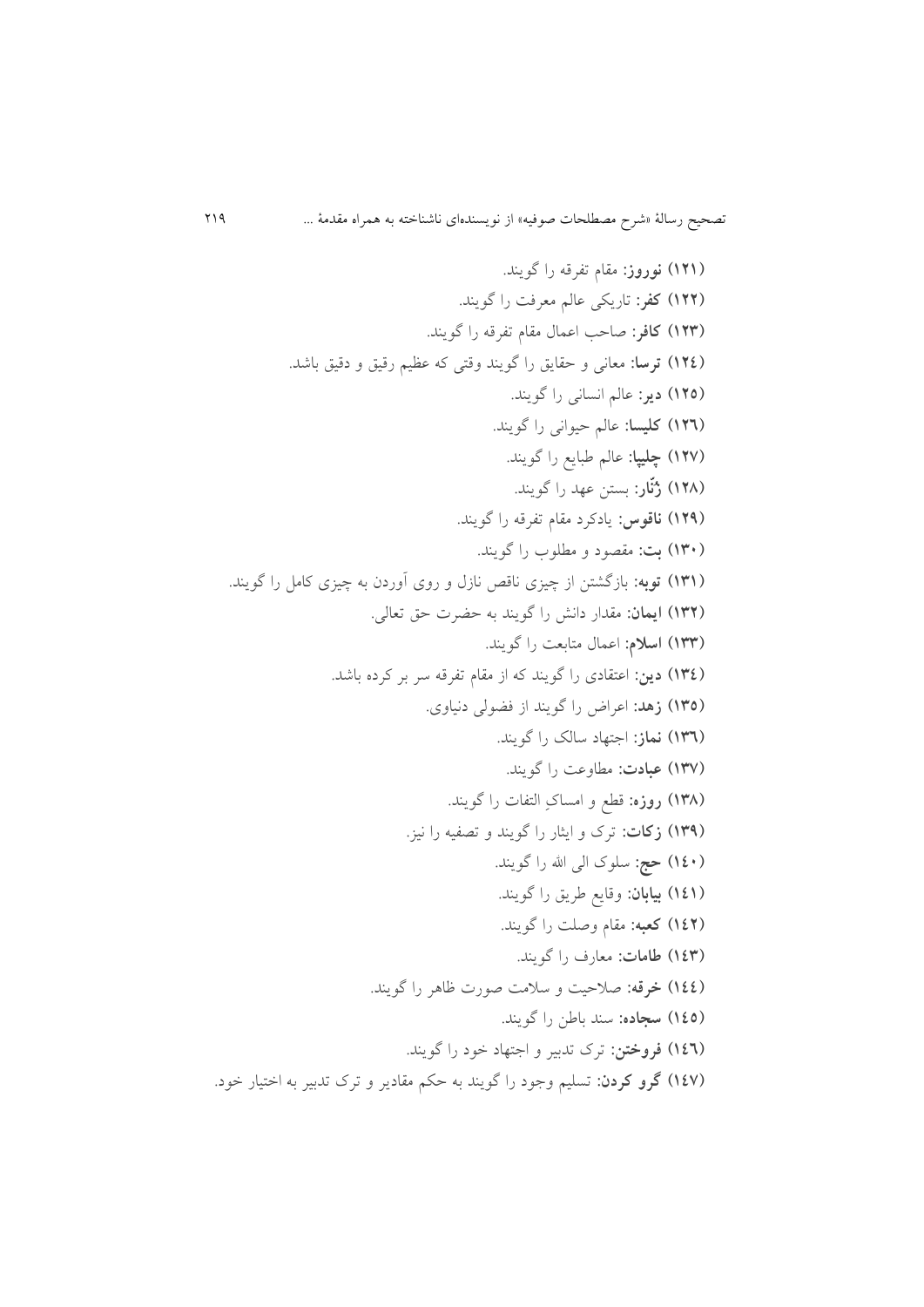(۱۲۱) **نوروز**: مقام تفرقه را گویند.

(۱۲۲) **کفر**: تاریکی عالم معرفت را گویند.

(۱۲۳) **کافر**: صاحب اعمال مقام تفرقه را گویند.

(۱۲٤) **ترسا**: معانی و حقایق را گویند وقتی که عظیم رقیق و دقیق باشد.

(۱۲۵) **دیر**: عالم انسانی را گویند.

(۱۲٦) **کلیسا**: عالم حیوانی را گویند.

(۱۲۷) **چلیپا**: عالم طبایع را گویند.

(۱۲۸) **زُنّار**: بستن عهد را گویند.

(۱۲۹) **ناقوس**: یادکرد مقام تفرقه را گویند.

(۱۳۰) **بت**: مقصود و مطلوب را گویند.

(۱۳۱) **توبه**: بازگشتن از چیزی ناقص نازل و روی آوردن به چیزی کامل را گویند.

(۱۳۲) **ایمان**: مقدار دانش را گویند به حضرت حق تعالی.

(۱۳۳) **اسلام**: اعمال متابعت را گویند.

(۱۳٤) **دین**: اعتقادی را گویند که از مقام تفرقه سر بر کرده باشد.

(۱۳۵) **زهد**: اعراض را گویند از فضولی دنیاوی.

(۱۳٦) **نماز**: اجتهاد سالک را گویند.

(۱۳۷) **عبادت**: مطاوعت را گویند.

(۱۳۸) **روزه**: قطع و امساکِ التفات را گویند.

(۱۳۹) **زکات**: ترک و ایثار را گویند و تصفیه را نیز.

(۱٤۰) **حج**: سلوک الی الله را گویند.

(۱٤۱) **بیابان**: وقایع طریق را گویند.

(۱٤۲) **کعبه**: مقام وصلت را گویند.

(۱٤۳) **طامات**: معارف را گویند.

(۱٤٤) **خرقه**: صلاحیت و سلامت صورت ظاهر را گویند.

(۱٤۵) **سجاده**: سند باطن را گویند.

(۱٤٦) **فروختن**: ترک تدبیر و اجتهاد خود را گویند.

(۱٤۷) **گرو کردن**: تسلیم وجود را گویند به حکم مقادیر و ترک تدبیر به اختیار خود.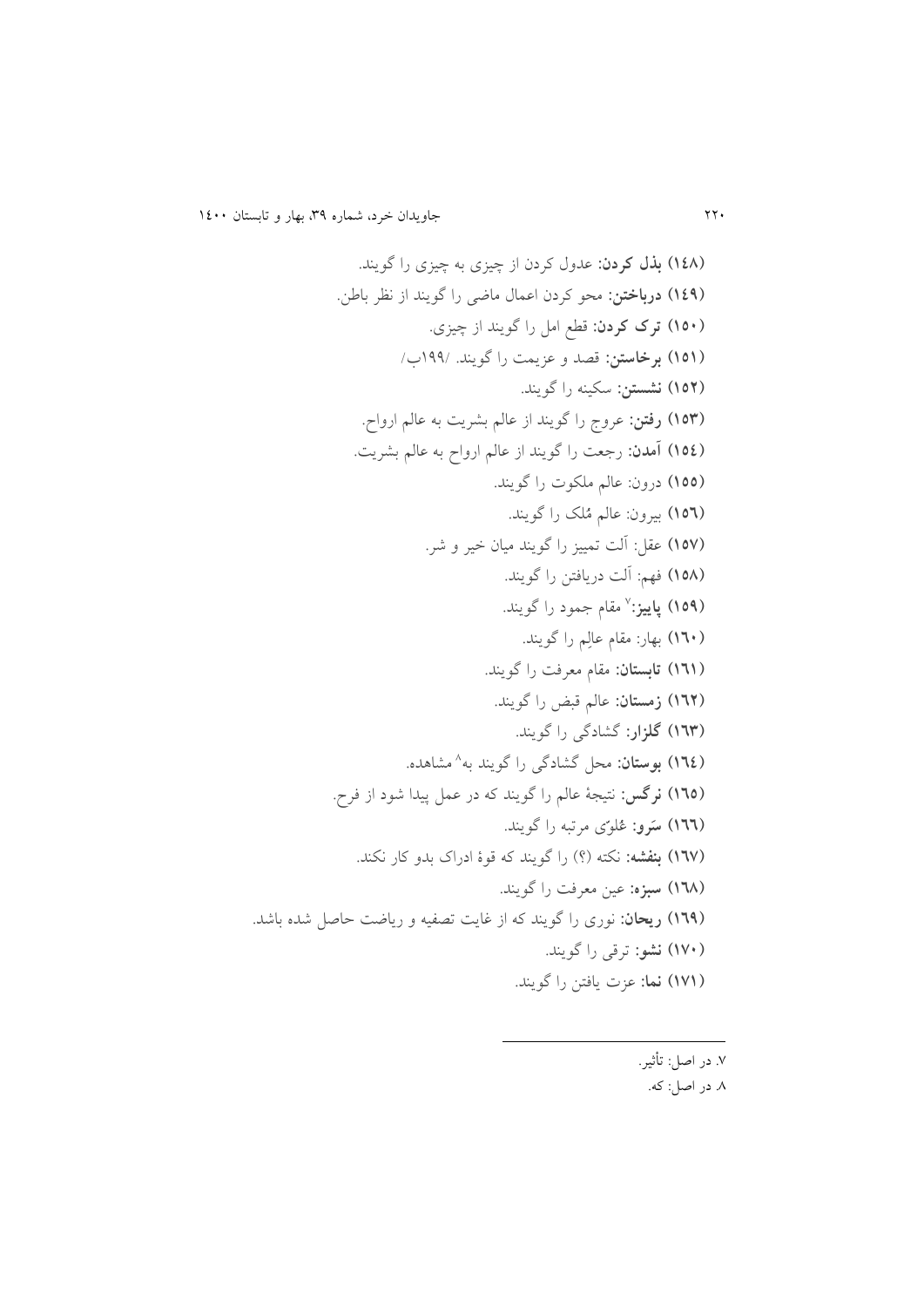(۱۴۸) **بذل کردن:** عدول کردن از چیزی به چیزی را گویند.

(۱۴۹) **درباختن:** محو کردن اعمال ماضی را گویند از نظر باطن.

(۱۵۰) **ترک کردن:** قطع امل را گویند از چیزی.

(۱۵۱) **برخاستن:** قصد و عزیمت را گویند. /۱۹۹ب/

(۱۵۲) **نشستن:** سکینه را گویند.

(۱۵۳) **رفتن:** عروج را گویند از عالم بشریت به عالم ارواح.

(۱۵۴) **آمدن:** رجعت را گویند از عالم ارواح به عالم بشریت.

(۱۵۵) درون: عالم ملکوت را گویند.

(۱۵۶) بیرون: عالم مُلک را گویند.

(۱۵۷) عقل: آلت تمییز را گویند میان خیر و شر.

(۱۵۸) فهم: آلت دریافتن را گویند.

(۱۵۹) **پاییز:**[7] مقام جمود را گویند.

(۱۶۰) بهار: مقام عالِم را گویند.

(۱۶۱) **تابستان:** مقام معرفت را گویند.

(۱۶۲) **زمستان:** عالم قبض را گویند.

(۱۶۳) **گلزار:** گشادگی را گویند.

(۱۶۴) **بوستان:** محل گشادگی را گویند به[8] مشاهده.

(۱۶۵) **نرگس:** نتیجهٔ عالم را گویند که در عمل پیدا شود از فرح.

(۱۶۶) **سَرو:** عُلوّی مرتبه را گویند.

(۱۶۷) **بنفشه:** نکته (؟) را گویند که قوهٔ ادراک بدو کار نکند.

(۱۶۸) **سبزه:** عین معرفت را گویند.

(۱۶۹) **ریحان:** نوری را گویند که از غایت تصفیه و ریاضت حاصل شده باشد.

(۱۷۰) **نشو:** ترقی را گویند.

(۱۷۱) **نما:** عزت یافتن را گویند.

---

۷. در اصل: تأثیر.

۸. در اصل: که.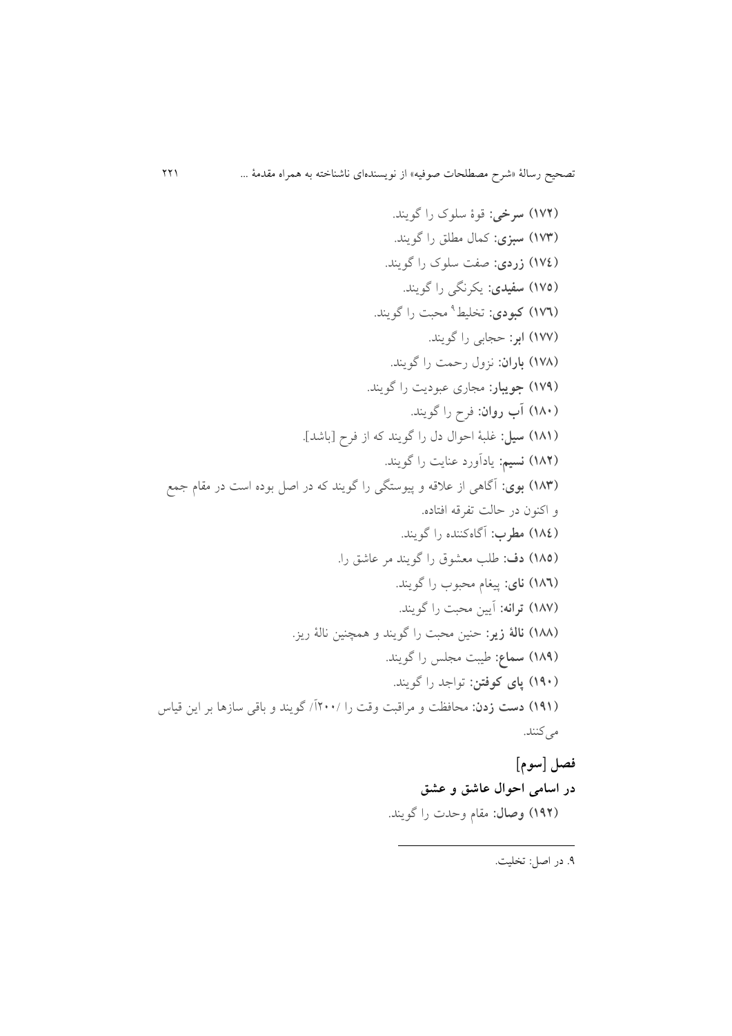**(۱۷۲) سرخی:** قوهٔ سلوک را گویند.

**(۱۷۳) سبزی:** کمال مطلق را گویند.

**(۱۷٤) زردی:** صفت سلوک را گویند.

**(۱۷۵) سفیدی:** یکرنگی را گویند.

**(۱۷٦) کبودی:** تخلیط[۹] محبت را گویند.

**(۱۷۷) ابر:** حجابی را گویند.

**(۱۷۸) باران:** نزول رحمت را گویند.

**(۱۷۹) جویبار:** مجاری عبودیت را گویند.

**(۱۸۰) آب روان:** فرح را گویند.

**(۱۸۱) سیل:** غلبهٔ احوال دل را گویند که از فرح [باشد].

**(۱۸۲) نسیم:** یادآورد عنایت را گویند.

**(۱۸۳) بوی:** آگاهی از علاقه و پیوستگی را گویند که در اصل بوده است در مقام جمع و اکنون در حالت تفرقه افتاده.

**(۱۸٤) مطرب:** آگاه‌کننده را گویند.

**(۱۸۵) دف:** طلب معشوق را گویند مر عاشق را.

**(۱۸٦) نای:** پیغام محبوب را گویند.

**(۱۸۷) ترانه:** آیین محبت را گویند.

**(۱۸۸) نالهٔ زیر:** حنین محبت را گویند و همچنین نالهٔ ریز.

**(۱۸۹) سماع:** طیبت مجلس را گویند.

**(۱۹۰) پای کوفتن:** تواجد را گویند.

**(۱۹۱) دست زدن:** محافظت و مراقبت وقت را /۲۰۰آ/ گویند و باقی سازها بر این قیاس می‌کنند.

## فصل [سوم]

### در اسامی احوال عاشق و عشق

**(۱۹۲) وصال:** مقام وحدت را گویند.

---

۹. در اصل: تخلیت.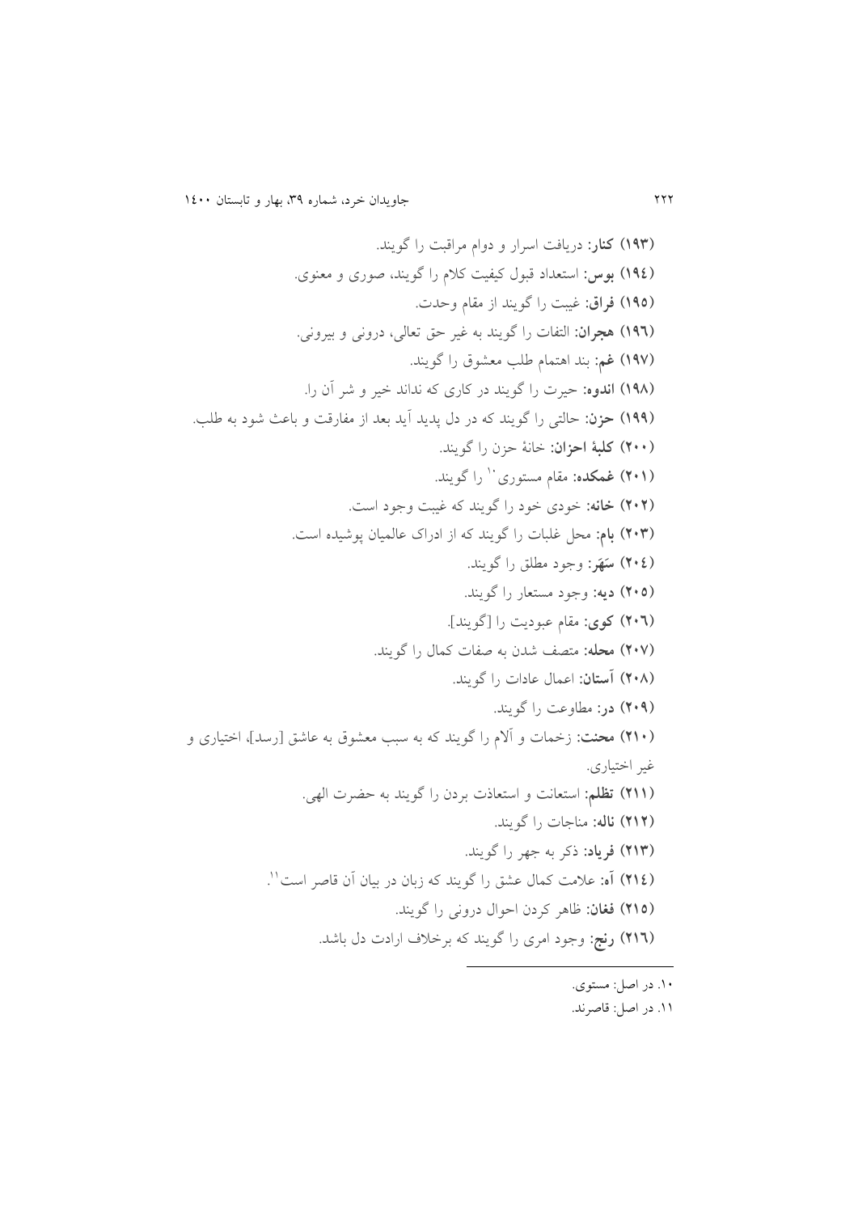**(۱۹۳) کنار:** دریافت اسرار و دوام مراقبت را گویند.

**(۱۹٤) بوس:** استعداد قبول کیفیت کلام را گویند، صوری و معنوی.

**(۱۹۵) فراق:** غیبت را گویند از مقام وحدت.

**(۱۹٦) هجران:** التفات را گویند به غیر حق تعالی، درونی و بیرونی.

**(۱۹۷) غم:** بند اهتمام طلب معشوق را گویند.

**(۱۹۸) اندوه:** حیرت را گویند در کاری که نداند خیر و شر آن را.

**(۱۹۹) حزن:** حالتی را گویند که در دل پدید آید بعد از مفارقت و باعث شود به طلب.

**(۲۰۰) کلبهٔ احزان:** خانهٔ حزن را گویند.

**(۲۰۱) غمکده:** مقام مستوری[10] را گویند.

**(۲۰۲) خانه:** خودی خود را گویند که غیبت وجود است.

**(۲۰۳) بام:** محل غلبات را گویند که از ادراک عالمیان پوشیده است.

**(۲۰٤) سَهَر:** وجود مطلق را گویند.

**(۲۰۵) دیه:** وجود مستعار را گویند.

**(۲۰٦) کوی:** مقام عبودیت را [گویند].

**(۲۰۷) محله:** متصف شدن به صفات کمال را گویند.

**(۲۰۸) آستان:** اعمال عادات را گویند.

**(۲۰۹) در:** مطاوعت را گویند.

**(۲۱۰) محنت:** زخمات و آلام را گویند که به سبب معشوق به عاشق [رسد]، اختیاری و غیر اختیاری.

**(۲۱۱) تظلم:** استعانت و استعاذت بردن را گویند به حضرت الهی.

**(۲۱۲) ناله:** مناجات را گویند.

**(۲۱۳) فریاد:** ذکر به جهر را گویند.

**(۲۱٤) آه:** علامت کمال عشق را گویند که زبان در بیان آن قاصر است[11].

**(۲۱۵) فغان:** ظاهر کردن احوال درونی را گویند.

**(۲۱٦) رنج:** وجود امری را گویند که برخلاف ارادت دل باشد.

---

۱۰. در اصل: مستوی.

۱۱. در اصل: قاصرند.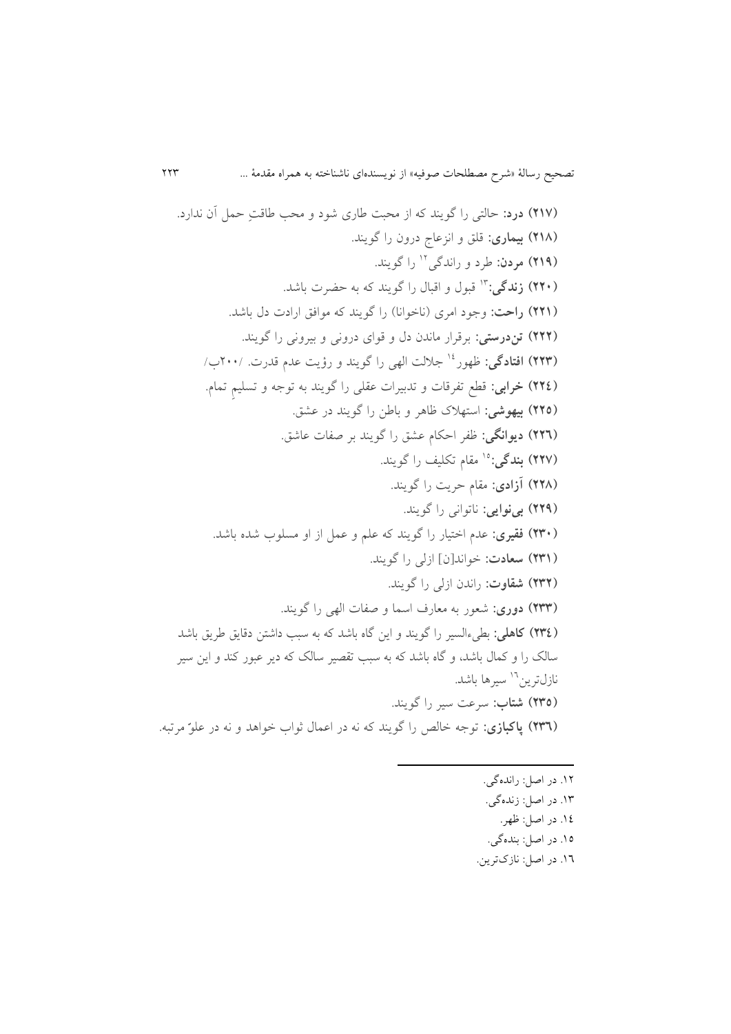**(۲۱۷) درد:** حالتی را گویند که از محبت طاری شود و محب طاقتِ حمل آن ندارد.

**(۲۱۸) بیماری:** قلق و انزعاج درون را گویند.

**(۲۱۹) مردن:** طرد و راندگی[۱۲] را گویند.

**(۲۲۰) زندگی:**[۱۳] قبول و اقبال را گویند که به حضرت باشد.

**(۲۲۱) راحت:** وجود امری (ناخوانا) را گویند که موافق ارادت دل باشد.

**(۲۲۲) تن‌درستی:** برقرار ماندن دل و قوای درونی و بیرونی را گویند.

**(۲۲۳) افتادگی:** ظهور[۱۴] جلالت الهی را گویند و رؤیت عدم قدرت. /۲۰۰ب/

**(۲۲۴) خرابی:** قطع تفرقات و تدبیرات عقلی را گویند به توجه و تسلیمِ تمام.

**(۲۲۵) بیهوشی:** استهلاک ظاهر و باطن را گویند در عشق.

**(۲۲۶) دیوانگی:** ظفر احکام عشق را گویند بر صفات عاشق.

**(۲۲۷) بندگی:**[۱۵] مقام تکلیف را گویند.

**(۲۲۸) آزادی:** مقام حریت را گویند.

**(۲۲۹) بی‌نوایی:** ناتوانی را گویند.

**(۲۳۰) فقیری:** عدم اختیار را گویند که علم و عمل از او مسلوب شده باشد.

**(۲۳۱) سعادت:** خواند[ن] ازلی را گویند.

**(۲۳۲) شقاوت:** راندن ازلی را گویند.

**(۲۳۳) دوری:** شعور به معارف اسما و صفات الهی را گویند.

**(۲۳٤) کاهلی:** بطیء‌السیر را گویند و این گاه باشد که به سبب داشتن دقایق طریق باشد سالک را و کمال باشد، و گاه باشد که به سبب تقصیر سالک که دیر عبور کند و این سیر نازل‌ترین[۱۶] سیرها باشد.

**(۲۳۵) شتاب:** سرعت سیر را گویند.

**(۲۳٦) پاکبازی:** توجه خالص را گویند که نه در اعمال ثواب خواهد و نه در علوّ مرتبه.

---

۱۲. در اصل: رانده‌گی.

۱۳. در اصل: زنده‌گی.

۱٤. در اصل: ظهر.

۱۵. در اصل: بنده‌گی.

۱٦. در اصل: نازک‌ترین.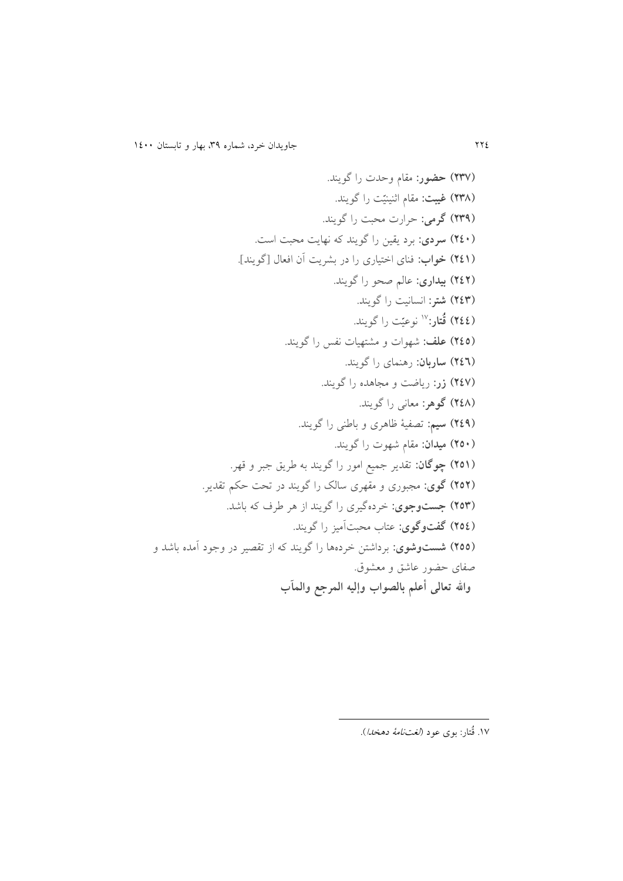**(۲۳۷) حضور:** مقام وحدت را گویند.

**(۲۳۸) غیبت:** مقام اثنینیّت را گویند.

**(۲۳۹) گرمی:** حرارت محبت را گویند.

**(۲٤۰) سردی:** برد یقین را گویند که نهایت محبت است.

**(۲٤۱) خواب:** فنای اختیاری را در بشریت آن افعال [گویند].

**(۲٤۲) بیداری:** عالم صحو را گویند.

**(۲٤۳) شتر:** انسانیت را گویند.

**(۲٤٤) قُتار:**[۱۷] نوعیّت را گویند.

**(۲٤٥) علف:** شهوات و مشتهیات نفس را گویند.

**(۲٤٦) ساربان:** رهنمای را گویند.

**(۲٤۷) زر:** ریاضت و مجاهده را گویند.

**(۲٤۸) گوهر:** معانی را گویند.

**(۲٤۹) سیم:** تصفیهٔ ظاهری و باطنی را گویند.

**(۲٥۰) میدان:** مقام شهوت را گویند.

**(۲٥۱) چوگان:** تقدیر جمیع امور را گویند به طریق جبر و قهر.

**(۲٥۲) گوی:** مجبوری و مقهری سالک را گویند در تحت حکم تقدیر.

**(۲٥۳) جست‌وجوی:** خرده‌گیری را گویند از هر طرف که باشد.

**(۲٥٤) گفت‌وگوی:** عتاب محبت‌آمیز را گویند.

**(۲٥٥) شست‌وشوی:** برداشتن خرده‌ها را گویند که از تقصیر در وجود آمده باشد و صفای حضور عاشق و معشوق.

**والله تعالی أعلم بالصواب وإلیه المرجع والمآب**

---

۱۷. قُتار: بوی عود (*لغت‌نامهٔ دهخدا*).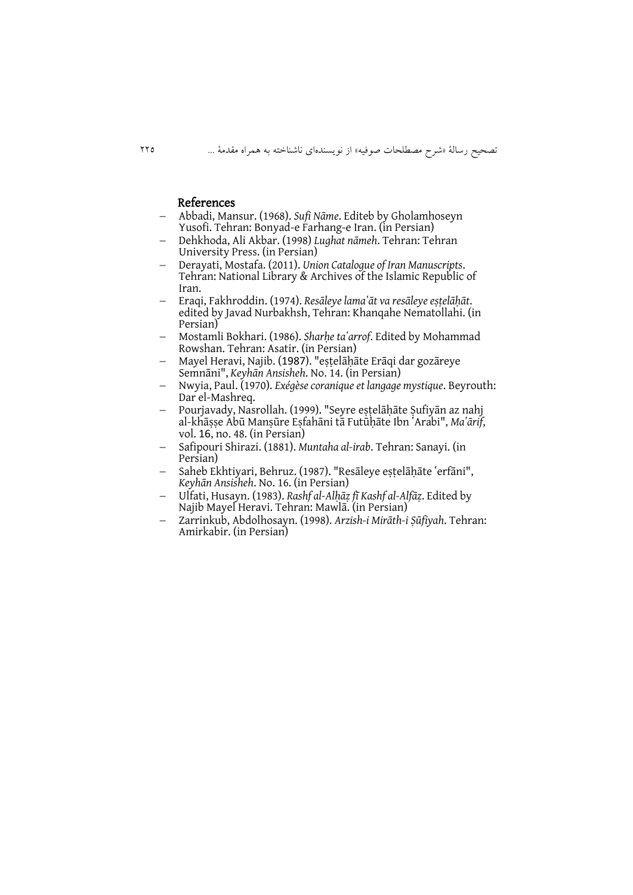## References

- Abbadi, Mansur. (1968). *Sufi Nāme*. Editeb by Gholamhoseyn Yusofi. Tehran: Bonyad-e Farhang-e Iran. (in Persian)
- Dehkhoda, Ali Akbar. (1998) *Lughat nāmeh*. Tehran: Tehran University Press. (in Persian)
- Derayati, Mostafa. (2011). *Union Catalogue of Iran Manuscripts*. Tehran: National Library & Archives of the Islamic Republic of Iran.
- Eraqi, Fakhroddin. (1974). *Resāleye lamaʿāt va resāleye eṣṭelāḥāt.* edited by Javad Nurbakhsh, Tehran: Khanqahe Nematollahi. (in Persian)
- Mostamli Bokhari. (1986). *Sharḥe taʿarrof*. Edited by Mohammad Rowshan. Tehran: Asatir. (in Persian)
- Mayel Heravi, Najib. (1987). "eṣṭelāḥāte Erāqi dar gozāreye Semnāni", *Keyhān Ansisheh*. No. 14. (in Persian)
- Nwyia, Paul. (1970). *Exégèse coranique et langage mystique*. Beyrouth: Dar el-Mashreq.
- Pourjavady, Nasrollah. (1999). "Seyre eṣṭelāḥāte Ṣufiyān az nahj al-khāṣṣe Abū Manṣūre Eṣfahāni tā Futūḥāte Ibn ʿArabi", *Maʿārif*, vol. 16, no. 48. (in Persian)
- Safipouri Shirazi. (1881). *Muntaha al-irab*. Tehran: Sanayi. (in Persian)
- Saheb Ekhtiyari, Behruz. (1987). "Resāleye eṣṭelāḥāte ʿerfāni", *Keyhān Ansisheh*. No. 16. (in Persian)
- Ulfati, Husayn. (1983). *Rashf al-Alḥāẓ fī Kashf al-Alfāẓ*. Edited by Najib Mayel Heravi. Tehran: Mawlā. (in Persian)
- Zarrinkub, Abdolhosayn. (1998). *Arzish-i Mirāth-i Ṣūfiyah*. Tehran: Amirkabir. (in Persian)